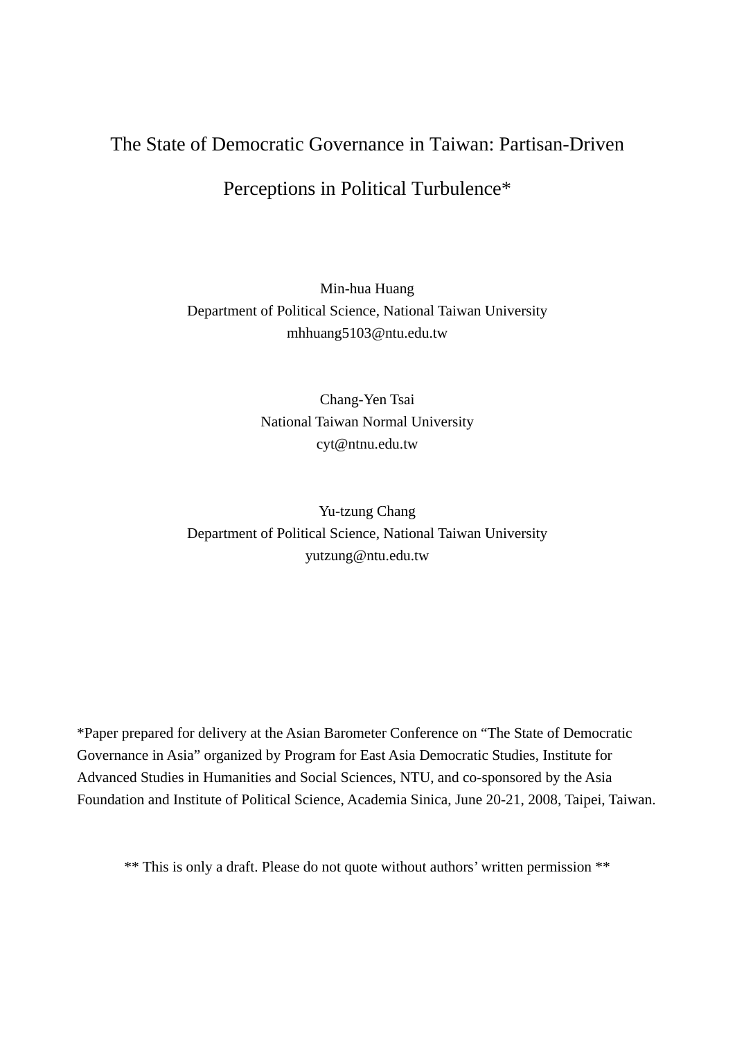# The State of Democratic Governance in Taiwan: Partisan-Driven Perceptions in Political Turbulence*

Min-hua Huang
Department of Political Science, National Taiwan University
mhhuang5103@ntu.edu.tw

Chang-Yen Tsai
National Taiwan Normal University
cyt@ntnu.edu.tw

Yu-tzung Chang
Department of Political Science, National Taiwan University
yutzung@ntu.edu.tw

*Paper prepared for delivery at the Asian Barometer Conference on "The State of Democratic Governance in Asia" organized by Program for East Asia Democratic Studies, Institute for Advanced Studies in Humanities and Social Sciences, NTU, and co-sponsored by the Asia Foundation and Institute of Political Science, Academia Sinica, June 20-21, 2008, Taipei, Taiwan.

** This is only a draft. Please do not quote without authors' written permission **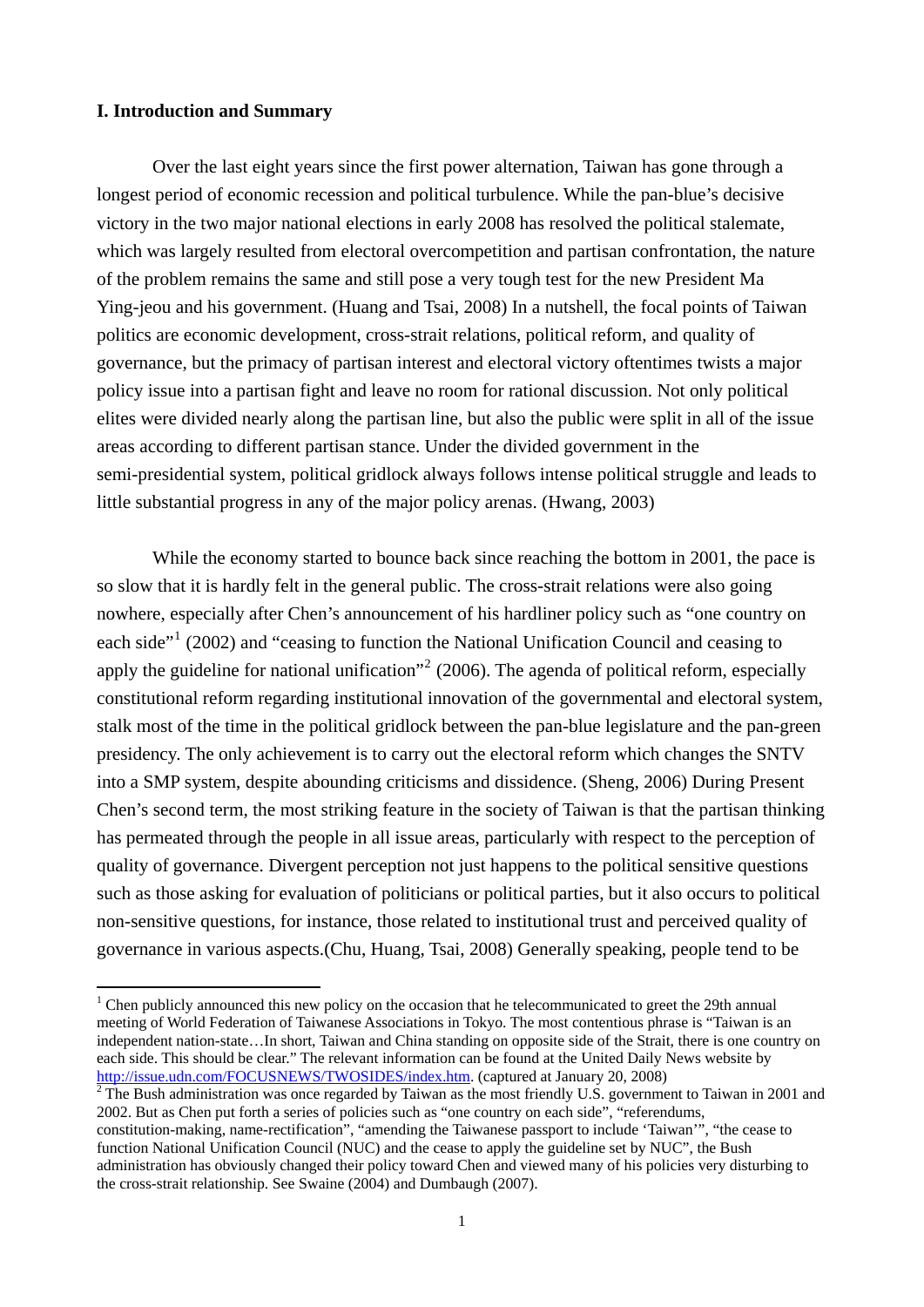## I. Introduction and Summary

Over the last eight years since the first power alternation, Taiwan has gone through a longest period of economic recession and political turbulence. While the pan-blue's decisive victory in the two major national elections in early 2008 has resolved the political stalemate, which was largely resulted from electoral overcompetition and partisan confrontation, the nature of the problem remains the same and still pose a very tough test for the new President Ma Ying-jeou and his government. (Huang and Tsai, 2008) In a nutshell, the focal points of Taiwan politics are economic development, cross-strait relations, political reform, and quality of governance, but the primacy of partisan interest and electoral victory oftentimes twists a major policy issue into a partisan fight and leave no room for rational discussion. Not only political elites were divided nearly along the partisan line, but also the public were split in all of the issue areas according to different partisan stance. Under the divided government in the semi-presidential system, political gridlock always follows intense political struggle and leads to little substantial progress in any of the major policy arenas. (Hwang, 2003)

While the economy started to bounce back since reaching the bottom in 2001, the pace is so slow that it is hardly felt in the general public. The cross-strait relations were also going nowhere, especially after Chen's announcement of his hardliner policy such as "one country on each side"[1] (2002) and "ceasing to function the National Unification Council and ceasing to apply the guideline for national unification"[2] (2006). The agenda of political reform, especially constitutional reform regarding institutional innovation of the governmental and electoral system, stalk most of the time in the political gridlock between the pan-blue legislature and the pan-green presidency. The only achievement is to carry out the electoral reform which changes the SNTV into a SMP system, despite abounding criticisms and dissidence. (Sheng, 2006) During Present Chen's second term, the most striking feature in the society of Taiwan is that the partisan thinking has permeated through the people in all issue areas, particularly with respect to the perception of quality of governance. Divergent perception not just happens to the political sensitive questions such as those asking for evaluation of politicians or political parties, but it also occurs to political non-sensitive questions, for instance, those related to institutional trust and perceived quality of governance in various aspects.(Chu, Huang, Tsai, 2008) Generally speaking, people tend to be

---

[1] Chen publicly announced this new policy on the occasion that he telecommunicated to greet the 29th annual meeting of World Federation of Taiwanese Associations in Tokyo. The most contentious phrase is "Taiwan is an independent nation-state…In short, Taiwan and China standing on opposite side of the Strait, there is one country on each side. This should be clear." The relevant information can be found at the United Daily News website by http://issue.udn.com/FOCUSNEWS/TWOSIDES/index.htm. (captured at January 20, 2008)

[2] The Bush administration was once regarded by Taiwan as the most friendly U.S. government to Taiwan in 2001 and 2002. But as Chen put forth a series of policies such as "one country on each side", "referendums, constitution-making, name-rectification", "amending the Taiwanese passport to include 'Taiwan'", "the cease to function National Unification Council (NUC) and the cease to apply the guideline set by NUC", the Bush administration has obviously changed their policy toward Chen and viewed many of his policies very disturbing to the cross-strait relationship. See Swaine (2004) and Dumbaugh (2007).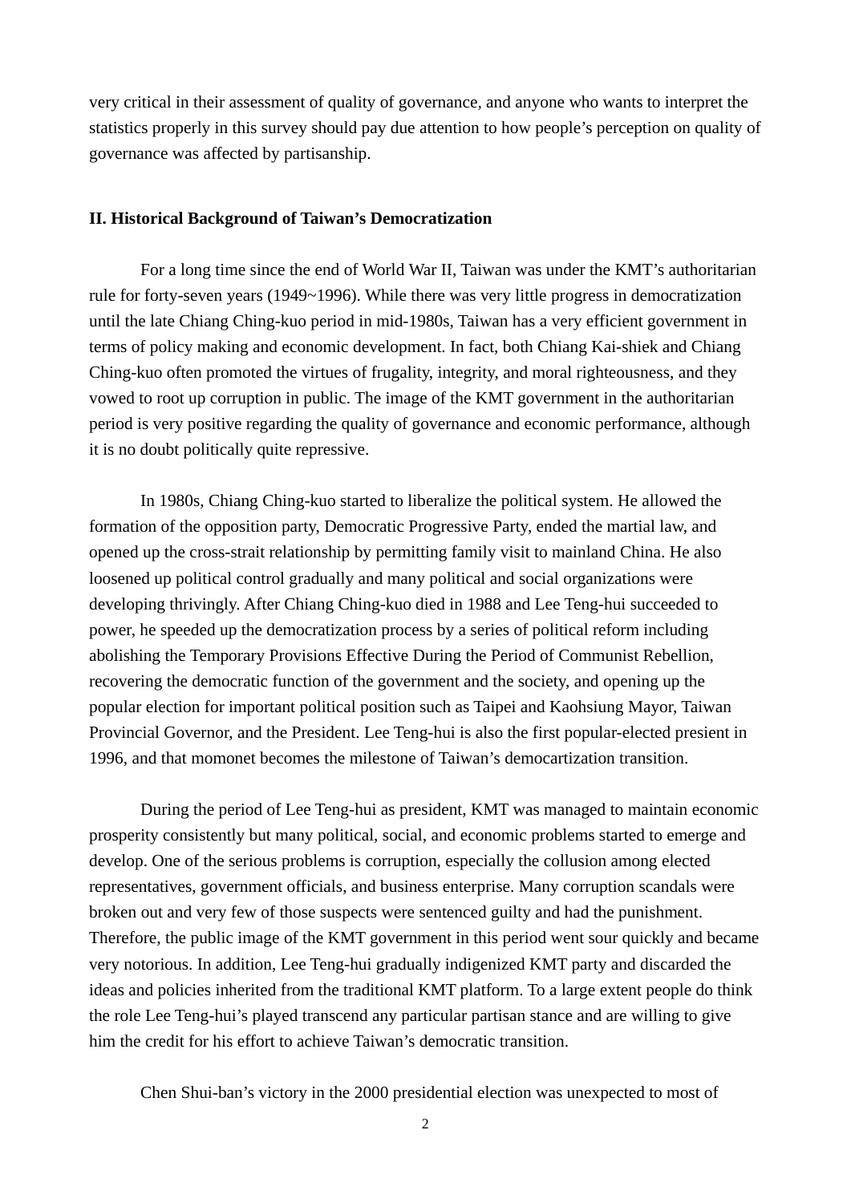very critical in their assessment of quality of governance, and anyone who wants to interpret the statistics properly in this survey should pay due attention to how people's perception on quality of governance was affected by partisanship.

## II. Historical Background of Taiwan's Democratization

For a long time since the end of World War II, Taiwan was under the KMT's authoritarian rule for forty-seven years (1949~1996). While there was very little progress in democratization until the late Chiang Ching-kuo period in mid-1980s, Taiwan has a very efficient government in terms of policy making and economic development. In fact, both Chiang Kai-shiek and Chiang Ching-kuo often promoted the virtues of frugality, integrity, and moral righteousness, and they vowed to root up corruption in public. The image of the KMT government in the authoritarian period is very positive regarding the quality of governance and economic performance, although it is no doubt politically quite repressive.

In 1980s, Chiang Ching-kuo started to liberalize the political system. He allowed the formation of the opposition party, Democratic Progressive Party, ended the martial law, and opened up the cross-strait relationship by permitting family visit to mainland China. He also loosened up political control gradually and many political and social organizations were developing thrivingly. After Chiang Ching-kuo died in 1988 and Lee Teng-hui succeeded to power, he speeded up the democratization process by a series of political reform including abolishing the Temporary Provisions Effective During the Period of Communist Rebellion, recovering the democratic function of the government and the society, and opening up the popular election for important political position such as Taipei and Kaohsiung Mayor, Taiwan Provincial Governor, and the President. Lee Teng-hui is also the first popular-elected presient in 1996, and that momonet becomes the milestone of Taiwan's democartization transition.

During the period of Lee Teng-hui as president, KMT was managed to maintain economic prosperity consistently but many political, social, and economic problems started to emerge and develop. One of the serious problems is corruption, especially the collusion among elected representatives, government officials, and business enterprise. Many corruption scandals were broken out and very few of those suspects were sentenced guilty and had the punishment. Therefore, the public image of the KMT government in this period went sour quickly and became very notorious. In addition, Lee Teng-hui gradually indigenized KMT party and discarded the ideas and policies inherited from the traditional KMT platform. To a large extent people do think the role Lee Teng-hui's played transcend any particular partisan stance and are willing to give him the credit for his effort to achieve Taiwan's democratic transition.

Chen Shui-ban's victory in the 2000 presidential election was unexpected to most of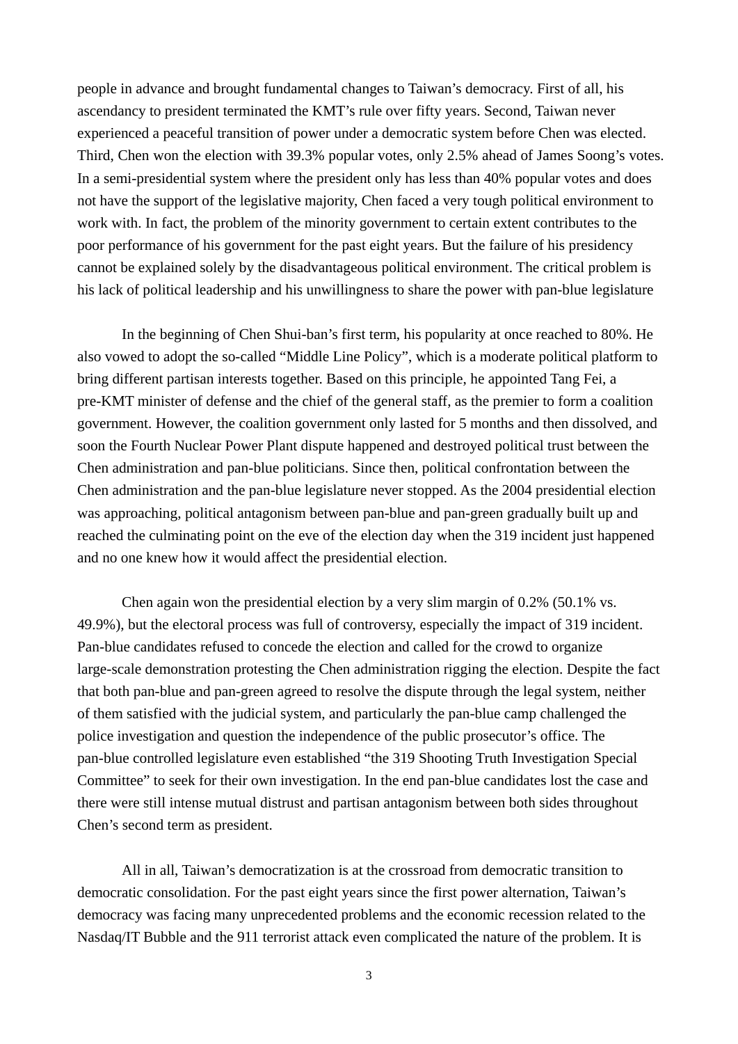people in advance and brought fundamental changes to Taiwan's democracy. First of all, his ascendancy to president terminated the KMT's rule over fifty years. Second, Taiwan never experienced a peaceful transition of power under a democratic system before Chen was elected. Third, Chen won the election with 39.3% popular votes, only 2.5% ahead of James Soong's votes. In a semi-presidential system where the president only has less than 40% popular votes and does not have the support of the legislative majority, Chen faced a very tough political environment to work with. In fact, the problem of the minority government to certain extent contributes to the poor performance of his government for the past eight years. But the failure of his presidency cannot be explained solely by the disadvantageous political environment. The critical problem is his lack of political leadership and his unwillingness to share the power with pan-blue legislature

In the beginning of Chen Shui-ban's first term, his popularity at once reached to 80%. He also vowed to adopt the so-called "Middle Line Policy", which is a moderate political platform to bring different partisan interests together. Based on this principle, he appointed Tang Fei, a pre-KMT minister of defense and the chief of the general staff, as the premier to form a coalition government. However, the coalition government only lasted for 5 months and then dissolved, and soon the Fourth Nuclear Power Plant dispute happened and destroyed political trust between the Chen administration and pan-blue politicians. Since then, political confrontation between the Chen administration and the pan-blue legislature never stopped. As the 2004 presidential election was approaching, political antagonism between pan-blue and pan-green gradually built up and reached the culminating point on the eve of the election day when the 319 incident just happened and no one knew how it would affect the presidential election.

Chen again won the presidential election by a very slim margin of 0.2% (50.1% vs. 49.9%), but the electoral process was full of controversy, especially the impact of 319 incident. Pan-blue candidates refused to concede the election and called for the crowd to organize large-scale demonstration protesting the Chen administration rigging the election. Despite the fact that both pan-blue and pan-green agreed to resolve the dispute through the legal system, neither of them satisfied with the judicial system, and particularly the pan-blue camp challenged the police investigation and question the independence of the public prosecutor's office. The pan-blue controlled legislature even established "the 319 Shooting Truth Investigation Special Committee" to seek for their own investigation. In the end pan-blue candidates lost the case and there were still intense mutual distrust and partisan antagonism between both sides throughout Chen's second term as president.

All in all, Taiwan's democratization is at the crossroad from democratic transition to democratic consolidation. For the past eight years since the first power alternation, Taiwan's democracy was facing many unprecedented problems and the economic recession related to the Nasdaq/IT Bubble and the 911 terrorist attack even complicated the nature of the problem. It is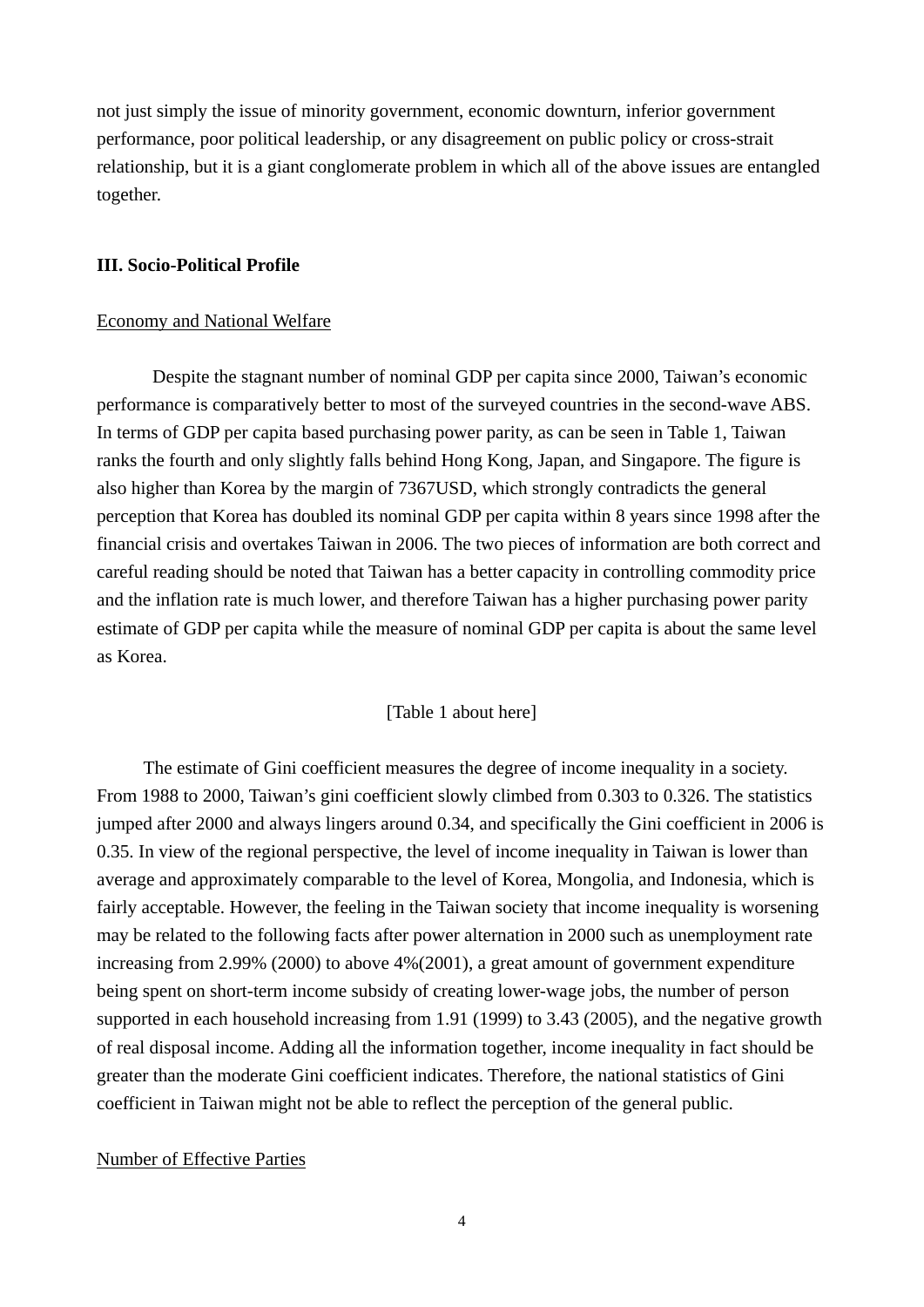not just simply the issue of minority government, economic downturn, inferior government performance, poor political leadership, or any disagreement on public policy or cross-strait relationship, but it is a giant conglomerate problem in which all of the above issues are entangled together.

## III. Socio-Political Profile

<u>Economy and National Welfare</u>

Despite the stagnant number of nominal GDP per capita since 2000, Taiwan's economic performance is comparatively better to most of the surveyed countries in the second-wave ABS. In terms of GDP per capita based purchasing power parity, as can be seen in Table 1, Taiwan ranks the fourth and only slightly falls behind Hong Kong, Japan, and Singapore. The figure is also higher than Korea by the margin of 7367USD, which strongly contradicts the general perception that Korea has doubled its nominal GDP per capita within 8 years since 1998 after the financial crisis and overtakes Taiwan in 2006. The two pieces of information are both correct and careful reading should be noted that Taiwan has a better capacity in controlling commodity price and the inflation rate is much lower, and therefore Taiwan has a higher purchasing power parity estimate of GDP per capita while the measure of nominal GDP per capita is about the same level as Korea.

[Table 1 about here]

The estimate of Gini coefficient measures the degree of income inequality in a society. From 1988 to 2000, Taiwan's gini coefficient slowly climbed from 0.303 to 0.326. The statistics jumped after 2000 and always lingers around 0.34, and specifically the Gini coefficient in 2006 is 0.35. In view of the regional perspective, the level of income inequality in Taiwan is lower than average and approximately comparable to the level of Korea, Mongolia, and Indonesia, which is fairly acceptable. However, the feeling in the Taiwan society that income inequality is worsening may be related to the following facts after power alternation in 2000 such as unemployment rate increasing from 2.99% (2000) to above 4%(2001), a great amount of government expenditure being spent on short-term income subsidy of creating lower-wage jobs, the number of person supported in each household increasing from 1.91 (1999) to 3.43 (2005), and the negative growth of real disposal income. Adding all the information together, income inequality in fact should be greater than the moderate Gini coefficient indicates. Therefore, the national statistics of Gini coefficient in Taiwan might not be able to reflect the perception of the general public.

<u>Number of Effective Parties</u>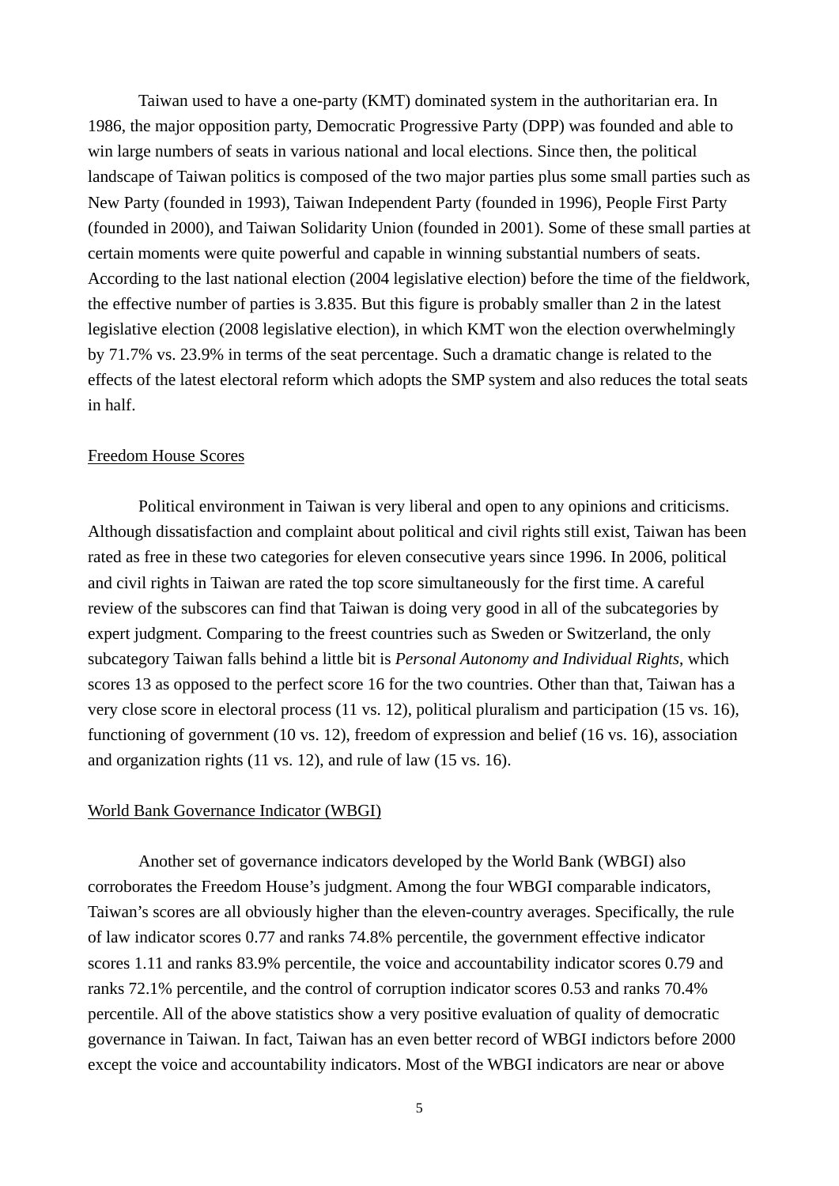Taiwan used to have a one-party (KMT) dominated system in the authoritarian era. In 1986, the major opposition party, Democratic Progressive Party (DPP) was founded and able to win large numbers of seats in various national and local elections. Since then, the political landscape of Taiwan politics is composed of the two major parties plus some small parties such as New Party (founded in 1993), Taiwan Independent Party (founded in 1996), People First Party (founded in 2000), and Taiwan Solidarity Union (founded in 2001). Some of these small parties at certain moments were quite powerful and capable in winning substantial numbers of seats. According to the last national election (2004 legislative election) before the time of the fieldwork, the effective number of parties is 3.835. But this figure is probably smaller than 2 in the latest legislative election (2008 legislative election), in which KMT won the election overwhelmingly by 71.7% vs. 23.9% in terms of the seat percentage. Such a dramatic change is related to the effects of the latest electoral reform which adopts the SMP system and also reduces the total seats in half.

### Freedom House Scores

Political environment in Taiwan is very liberal and open to any opinions and criticisms. Although dissatisfaction and complaint about political and civil rights still exist, Taiwan has been rated as free in these two categories for eleven consecutive years since 1996. In 2006, political and civil rights in Taiwan are rated the top score simultaneously for the first time. A careful review of the subscores can find that Taiwan is doing very good in all of the subcategories by expert judgment. Comparing to the freest countries such as Sweden or Switzerland, the only subcategory Taiwan falls behind a little bit is *Personal Autonomy and Individual Rights*, which scores 13 as opposed to the perfect score 16 for the two countries. Other than that, Taiwan has a very close score in electoral process (11 vs. 12), political pluralism and participation (15 vs. 16), functioning of government (10 vs. 12), freedom of expression and belief (16 vs. 16), association and organization rights (11 vs. 12), and rule of law (15 vs. 16).

### World Bank Governance Indicator (WBGI)

Another set of governance indicators developed by the World Bank (WBGI) also corroborates the Freedom House's judgment. Among the four WBGI comparable indicators, Taiwan's scores are all obviously higher than the eleven-country averages. Specifically, the rule of law indicator scores 0.77 and ranks 74.8% percentile, the government effective indicator scores 1.11 and ranks 83.9% percentile, the voice and accountability indicator scores 0.79 and ranks 72.1% percentile, and the control of corruption indicator scores 0.53 and ranks 70.4% percentile. All of the above statistics show a very positive evaluation of quality of democratic governance in Taiwan. In fact, Taiwan has an even better record of WBGI indictors before 2000 except the voice and accountability indicators. Most of the WBGI indicators are near or above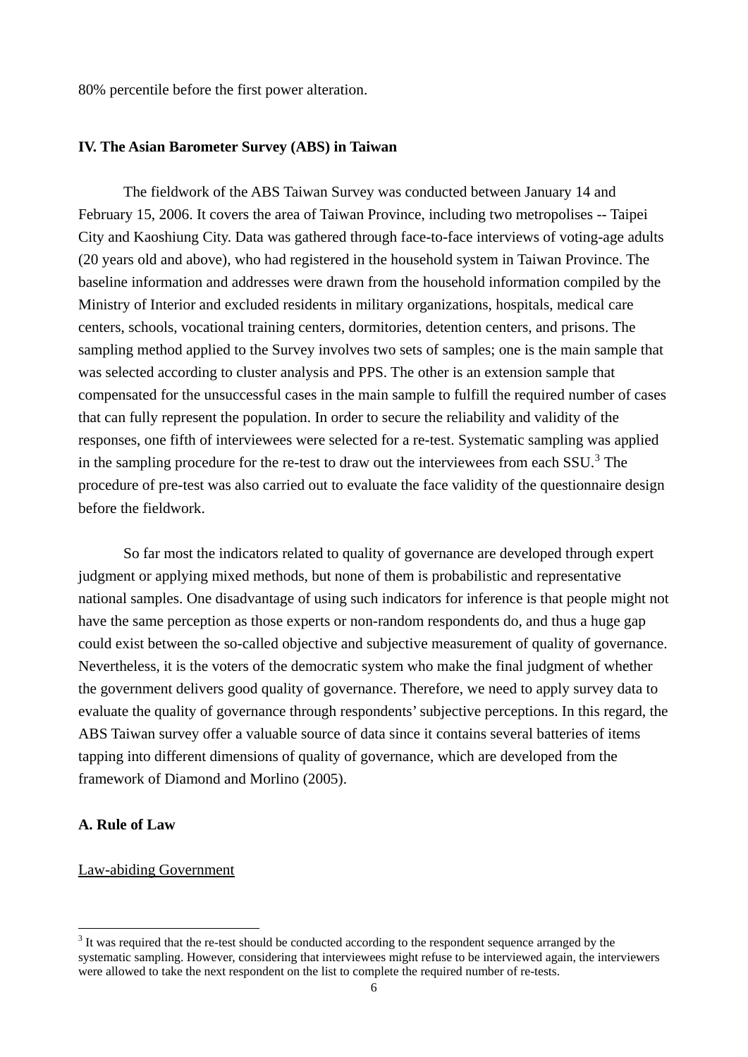80% percentile before the first power alteration.

## IV. The Asian Barometer Survey (ABS) in Taiwan

The fieldwork of the ABS Taiwan Survey was conducted between January 14 and February 15, 2006. It covers the area of Taiwan Province, including two metropolises -- Taipei City and Kaoshiung City. Data was gathered through face-to-face interviews of voting-age adults (20 years old and above), who had registered in the household system in Taiwan Province. The baseline information and addresses were drawn from the household information compiled by the Ministry of Interior and excluded residents in military organizations, hospitals, medical care centers, schools, vocational training centers, dormitories, detention centers, and prisons. The sampling method applied to the Survey involves two sets of samples; one is the main sample that was selected according to cluster analysis and PPS. The other is an extension sample that compensated for the unsuccessful cases in the main sample to fulfill the required number of cases that can fully represent the population. In order to secure the reliability and validity of the responses, one fifth of interviewees were selected for a re-test. Systematic sampling was applied in the sampling procedure for the re-test to draw out the interviewees from each SSU.[3] The procedure of pre-test was also carried out to evaluate the face validity of the questionnaire design before the fieldwork.

So far most the indicators related to quality of governance are developed through expert judgment or applying mixed methods, but none of them is probabilistic and representative national samples. One disadvantage of using such indicators for inference is that people might not have the same perception as those experts or non-random respondents do, and thus a huge gap could exist between the so-called objective and subjective measurement of quality of governance. Nevertheless, it is the voters of the democratic system who make the final judgment of whether the government delivers good quality of governance. Therefore, we need to apply survey data to evaluate the quality of governance through respondents' subjective perceptions. In this regard, the ABS Taiwan survey offer a valuable source of data since it contains several batteries of items tapping into different dimensions of quality of governance, which are developed from the framework of Diamond and Morlino (2005).

### A. Rule of Law

Law-abiding Government

[3] It was required that the re-test should be conducted according to the respondent sequence arranged by the systematic sampling. However, considering that interviewees might refuse to be interviewed again, the interviewers were allowed to take the next respondent on the list to complete the required number of re-tests.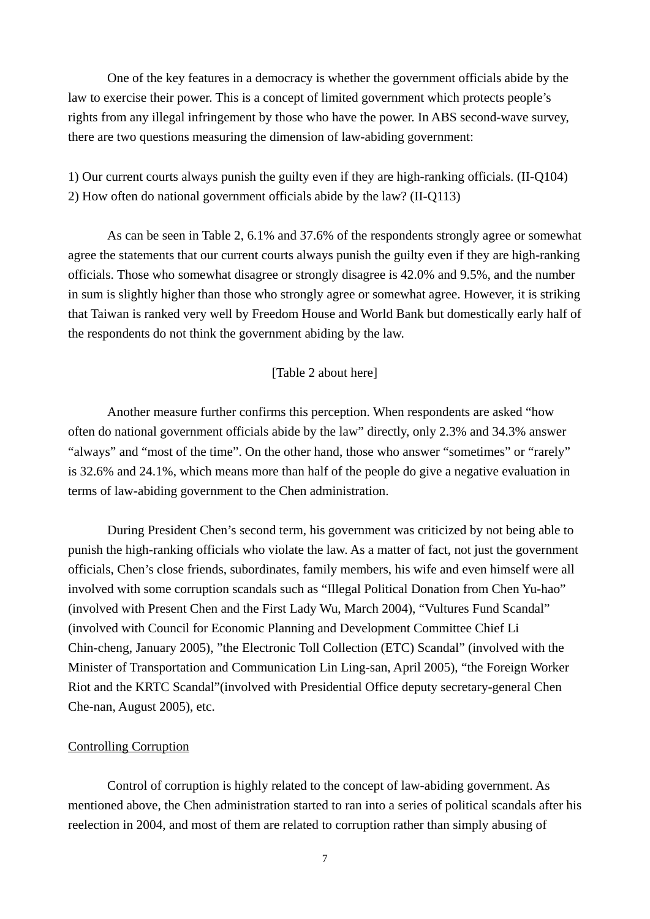One of the key features in a democracy is whether the government officials abide by the law to exercise their power. This is a concept of limited government which protects people's rights from any illegal infringement by those who have the power. In ABS second-wave survey, there are two questions measuring the dimension of law-abiding government:

1) Our current courts always punish the guilty even if they are high-ranking officials. (II-Q104)
2) How often do national government officials abide by the law? (II-Q113)

As can be seen in Table 2, 6.1% and 37.6% of the respondents strongly agree or somewhat agree the statements that our current courts always punish the guilty even if they are high-ranking officials. Those who somewhat disagree or strongly disagree is 42.0% and 9.5%, and the number in sum is slightly higher than those who strongly agree or somewhat agree. However, it is striking that Taiwan is ranked very well by Freedom House and World Bank but domestically early half of the respondents do not think the government abiding by the law.

[Table 2 about here]

Another measure further confirms this perception. When respondents are asked "how often do national government officials abide by the law" directly, only 2.3% and 34.3% answer "always" and "most of the time". On the other hand, those who answer "sometimes" or "rarely" is 32.6% and 24.1%, which means more than half of the people do give a negative evaluation in terms of law-abiding government to the Chen administration.

During President Chen's second term, his government was criticized by not being able to punish the high-ranking officials who violate the law. As a matter of fact, not just the government officials, Chen's close friends, subordinates, family members, his wife and even himself were all involved with some corruption scandals such as "Illegal Political Donation from Chen Yu-hao" (involved with Present Chen and the First Lady Wu, March 2004), "Vultures Fund Scandal" (involved with Council for Economic Planning and Development Committee Chief Li Chin-cheng, January 2005), "the Electronic Toll Collection (ETC) Scandal" (involved with the Minister of Transportation and Communication Lin Ling-san, April 2005), "the Foreign Worker Riot and the KRTC Scandal"(involved with Presidential Office deputy secretary-general Chen Che-nan, August 2005), etc.

<u>Controlling Corruption</u>

Control of corruption is highly related to the concept of law-abiding government. As mentioned above, the Chen administration started to ran into a series of political scandals after his reelection in 2004, and most of them are related to corruption rather than simply abusing of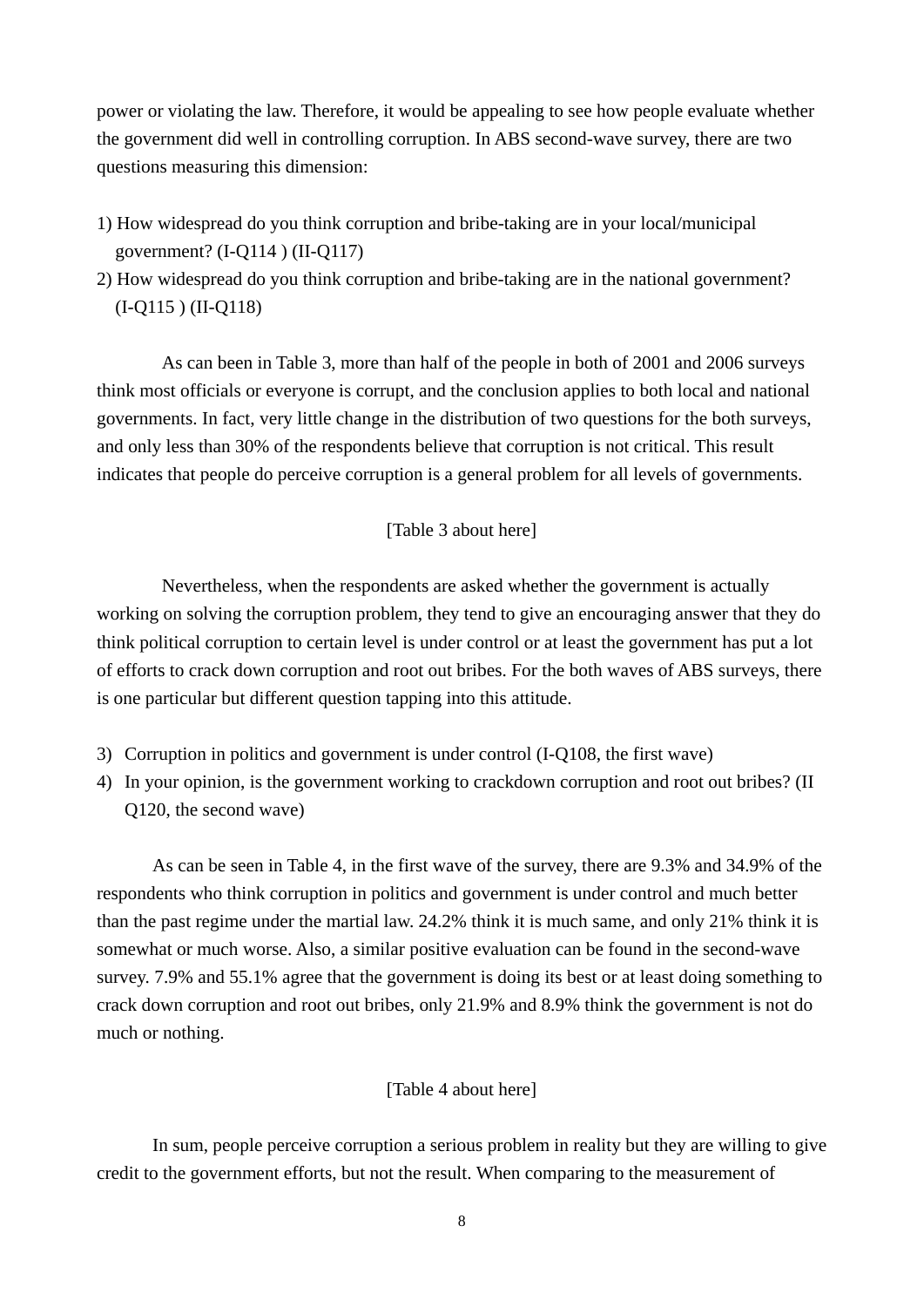power or violating the law. Therefore, it would be appealing to see how people evaluate whether the government did well in controlling corruption. In ABS second-wave survey, there are two questions measuring this dimension:

1) How widespread do you think corruption and bribe-taking are in your local/municipal government? (I-Q114 ) (II-Q117)
2) How widespread do you think corruption and bribe-taking are in the national government? (I-Q115 ) (II-Q118)

As can been in Table 3, more than half of the people in both of 2001 and 2006 surveys think most officials or everyone is corrupt, and the conclusion applies to both local and national governments. In fact, very little change in the distribution of two questions for the both surveys, and only less than 30% of the respondents believe that corruption is not critical. This result indicates that people do perceive corruption is a general problem for all levels of governments.

[Table 3 about here]

Nevertheless, when the respondents are asked whether the government is actually working on solving the corruption problem, they tend to give an encouraging answer that they do think political corruption to certain level is under control or at least the government has put a lot of efforts to crack down corruption and root out bribes. For the both waves of ABS surveys, there is one particular but different question tapping into this attitude.

3) Corruption in politics and government is under control (I-Q108, the first wave)
4) In your opinion, is the government working to crackdown corruption and root out bribes? (II Q120, the second wave)

As can be seen in Table 4, in the first wave of the survey, there are 9.3% and 34.9% of the respondents who think corruption in politics and government is under control and much better than the past regime under the martial law. 24.2% think it is much same, and only 21% think it is somewhat or much worse. Also, a similar positive evaluation can be found in the second-wave survey. 7.9% and 55.1% agree that the government is doing its best or at least doing something to crack down corruption and root out bribes, only 21.9% and 8.9% think the government is not do much or nothing.

[Table 4 about here]

In sum, people perceive corruption a serious problem in reality but they are willing to give credit to the government efforts, but not the result. When comparing to the measurement of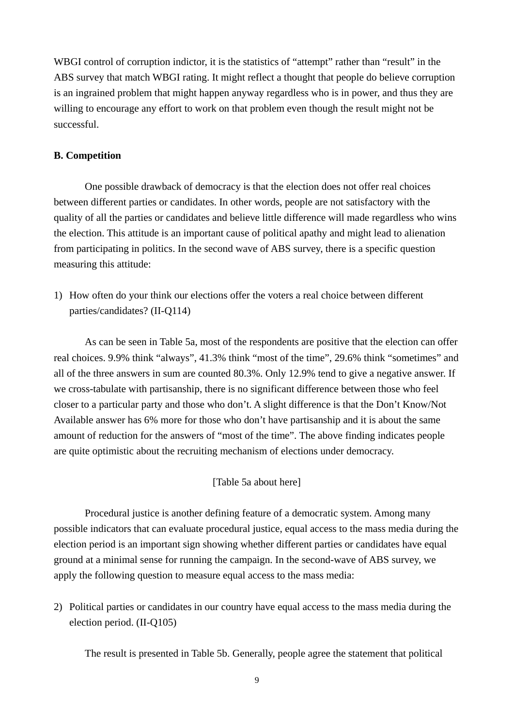WBGI control of corruption indictor, it is the statistics of "attempt" rather than "result" in the ABS survey that match WBGI rating. It might reflect a thought that people do believe corruption is an ingrained problem that might happen anyway regardless who is in power, and thus they are willing to encourage any effort to work on that problem even though the result might not be successful.

**B. Competition**

One possible drawback of democracy is that the election does not offer real choices between different parties or candidates. In other words, people are not satisfactory with the quality of all the parties or candidates and believe little difference will made regardless who wins the election. This attitude is an important cause of political apathy and might lead to alienation from participating in politics. In the second wave of ABS survey, there is a specific question measuring this attitude:

1) How often do your think our elections offer the voters a real choice between different parties/candidates? (II-Q114)

As can be seen in Table 5a, most of the respondents are positive that the election can offer real choices. 9.9% think "always", 41.3% think "most of the time", 29.6% think "sometimes" and all of the three answers in sum are counted 80.3%. Only 12.9% tend to give a negative answer. If we cross-tabulate with partisanship, there is no significant difference between those who feel closer to a particular party and those who don't. A slight difference is that the Don't Know/Not Available answer has 6% more for those who don't have partisanship and it is about the same amount of reduction for the answers of "most of the time". The above finding indicates people are quite optimistic about the recruiting mechanism of elections under democracy.

[Table 5a about here]

Procedural justice is another defining feature of a democratic system. Among many possible indicators that can evaluate procedural justice, equal access to the mass media during the election period is an important sign showing whether different parties or candidates have equal ground at a minimal sense for running the campaign. In the second-wave of ABS survey, we apply the following question to measure equal access to the mass media:

2) Political parties or candidates in our country have equal access to the mass media during the election period. (II-Q105)

The result is presented in Table 5b. Generally, people agree the statement that political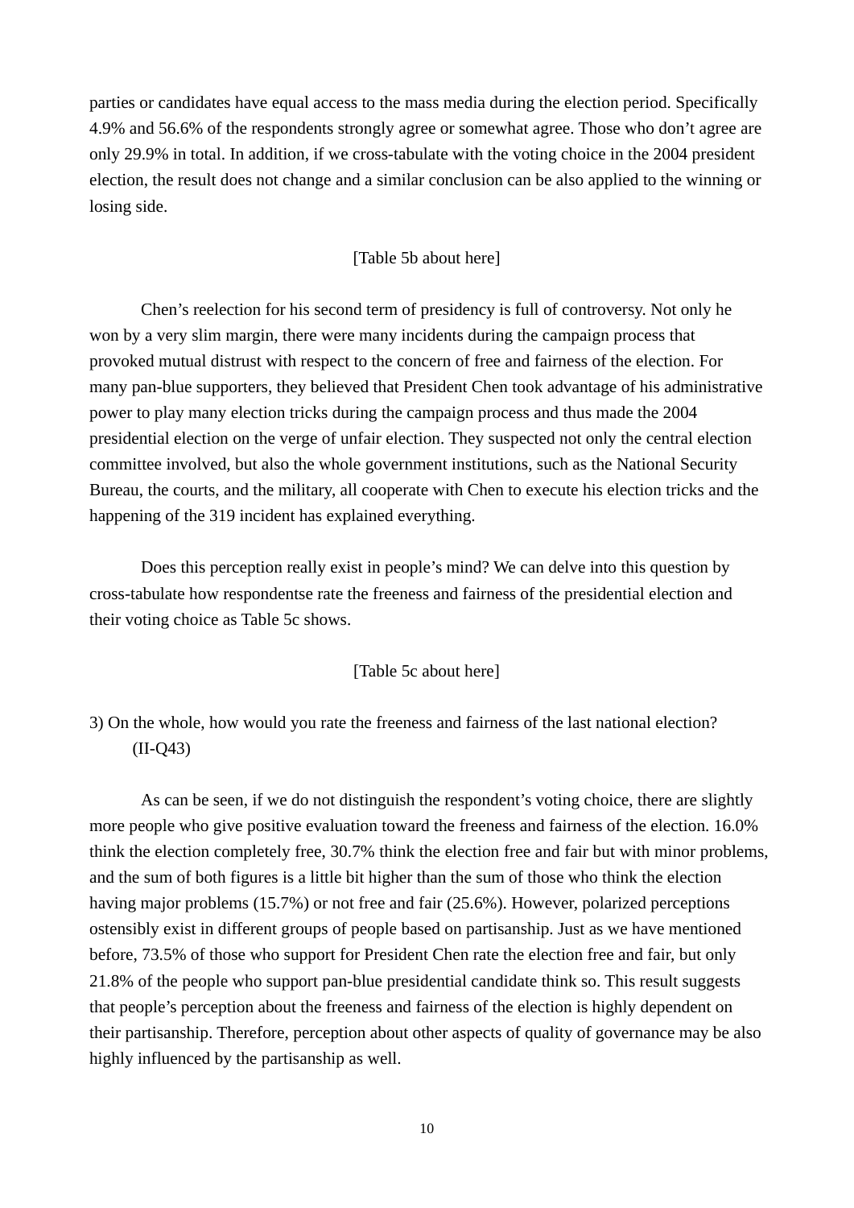parties or candidates have equal access to the mass media during the election period. Specifically 4.9% and 56.6% of the respondents strongly agree or somewhat agree. Those who don't agree are only 29.9% in total. In addition, if we cross-tabulate with the voting choice in the 2004 president election, the result does not change and a similar conclusion can be also applied to the winning or losing side.

[Table 5b about here]

Chen's reelection for his second term of presidency is full of controversy. Not only he won by a very slim margin, there were many incidents during the campaign process that provoked mutual distrust with respect to the concern of free and fairness of the election. For many pan-blue supporters, they believed that President Chen took advantage of his administrative power to play many election tricks during the campaign process and thus made the 2004 presidential election on the verge of unfair election. They suspected not only the central election committee involved, but also the whole government institutions, such as the National Security Bureau, the courts, and the military, all cooperate with Chen to execute his election tricks and the happening of the 319 incident has explained everything.

Does this perception really exist in people's mind? We can delve into this question by cross-tabulate how respondentse rate the freeness and fairness of the presidential election and their voting choice as Table 5c shows.

[Table 5c about here]

3) On the whole, how would you rate the freeness and fairness of the last national election? (II-Q43)

As can be seen, if we do not distinguish the respondent's voting choice, there are slightly more people who give positive evaluation toward the freeness and fairness of the election. 16.0% think the election completely free, 30.7% think the election free and fair but with minor problems, and the sum of both figures is a little bit higher than the sum of those who think the election having major problems (15.7%) or not free and fair (25.6%). However, polarized perceptions ostensibly exist in different groups of people based on partisanship. Just as we have mentioned before, 73.5% of those who support for President Chen rate the election free and fair, but only 21.8% of the people who support pan-blue presidential candidate think so. This result suggests that people's perception about the freeness and fairness of the election is highly dependent on their partisanship. Therefore, perception about other aspects of quality of governance may be also highly influenced by the partisanship as well.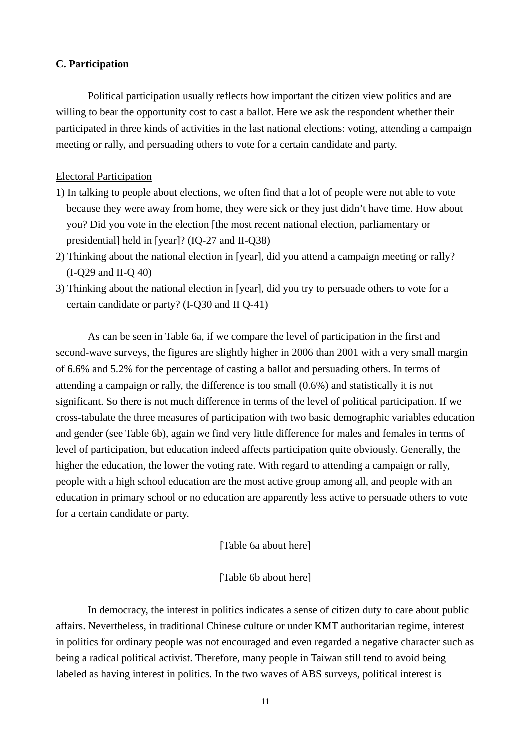### C. Participation

Political participation usually reflects how important the citizen view politics and are willing to bear the opportunity cost to cast a ballot. Here we ask the respondent whether their participated in three kinds of activities in the last national elections: voting, attending a campaign meeting or rally, and persuading others to vote for a certain candidate and party.

<u>Electoral Participation</u>

1) In talking to people about elections, we often find that a lot of people were not able to vote because they were away from home, they were sick or they just didn't have time. How about you? Did you vote in the election [the most recent national election, parliamentary or presidential] held in [year]? (IQ-27 and II-Q38)
2) Thinking about the national election in [year], did you attend a campaign meeting or rally? (I-Q29 and II-Q 40)
3) Thinking about the national election in [year], did you try to persuade others to vote for a certain candidate or party? (I-Q30 and II Q-41)

As can be seen in Table 6a, if we compare the level of participation in the first and second-wave surveys, the figures are slightly higher in 2006 than 2001 with a very small margin of 6.6% and 5.2% for the percentage of casting a ballot and persuading others. In terms of attending a campaign or rally, the difference is too small (0.6%) and statistically it is not significant. So there is not much difference in terms of the level of political participation. If we cross-tabulate the three measures of participation with two basic demographic variables education and gender (see Table 6b), again we find very little difference for males and females in terms of level of participation, but education indeed affects participation quite obviously. Generally, the higher the education, the lower the voting rate. With regard to attending a campaign or rally, people with a high school education are the most active group among all, and people with an education in primary school or no education are apparently less active to persuade others to vote for a certain candidate or party.

[Table 6a about here]

[Table 6b about here]

In democracy, the interest in politics indicates a sense of citizen duty to care about public affairs. Nevertheless, in traditional Chinese culture or under KMT authoritarian regime, interest in politics for ordinary people was not encouraged and even regarded a negative character such as being a radical political activist. Therefore, many people in Taiwan still tend to avoid being labeled as having interest in politics. In the two waves of ABS surveys, political interest is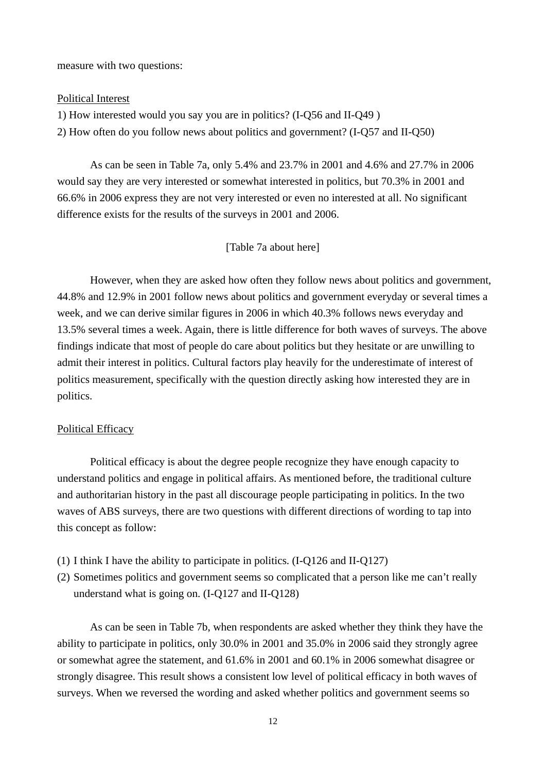measure with two questions:

Political Interest

1) How interested would you say you are in politics? (I-Q56 and II-Q49 )
2) How often do you follow news about politics and government? (I-Q57 and II-Q50)

As can be seen in Table 7a, only 5.4% and 23.7% in 2001 and 4.6% and 27.7% in 2006 would say they are very interested or somewhat interested in politics, but 70.3% in 2001 and 66.6% in 2006 express they are not very interested or even no interested at all. No significant difference exists for the results of the surveys in 2001 and 2006.

[Table 7a about here]

However, when they are asked how often they follow news about politics and government, 44.8% and 12.9% in 2001 follow news about politics and government everyday or several times a week, and we can derive similar figures in 2006 in which 40.3% follows news everyday and 13.5% several times a week. Again, there is little difference for both waves of surveys. The above findings indicate that most of people do care about politics but they hesitate or are unwilling to admit their interest in politics. Cultural factors play heavily for the underestimate of interest of politics measurement, specifically with the question directly asking how interested they are in politics.

Political Efficacy

Political efficacy is about the degree people recognize they have enough capacity to understand politics and engage in political affairs. As mentioned before, the traditional culture and authoritarian history in the past all discourage people participating in politics. In the two waves of ABS surveys, there are two questions with different directions of wording to tap into this concept as follow:

(1) I think I have the ability to participate in politics. (I-Q126 and II-Q127)
(2) Sometimes politics and government seems so complicated that a person like me can't really understand what is going on. (I-Q127 and II-Q128)

As can be seen in Table 7b, when respondents are asked whether they think they have the ability to participate in politics, only 30.0% in 2001 and 35.0% in 2006 said they strongly agree or somewhat agree the statement, and 61.6% in 2001 and 60.1% in 2006 somewhat disagree or strongly disagree. This result shows a consistent low level of political efficacy in both waves of surveys. When we reversed the wording and asked whether politics and government seems so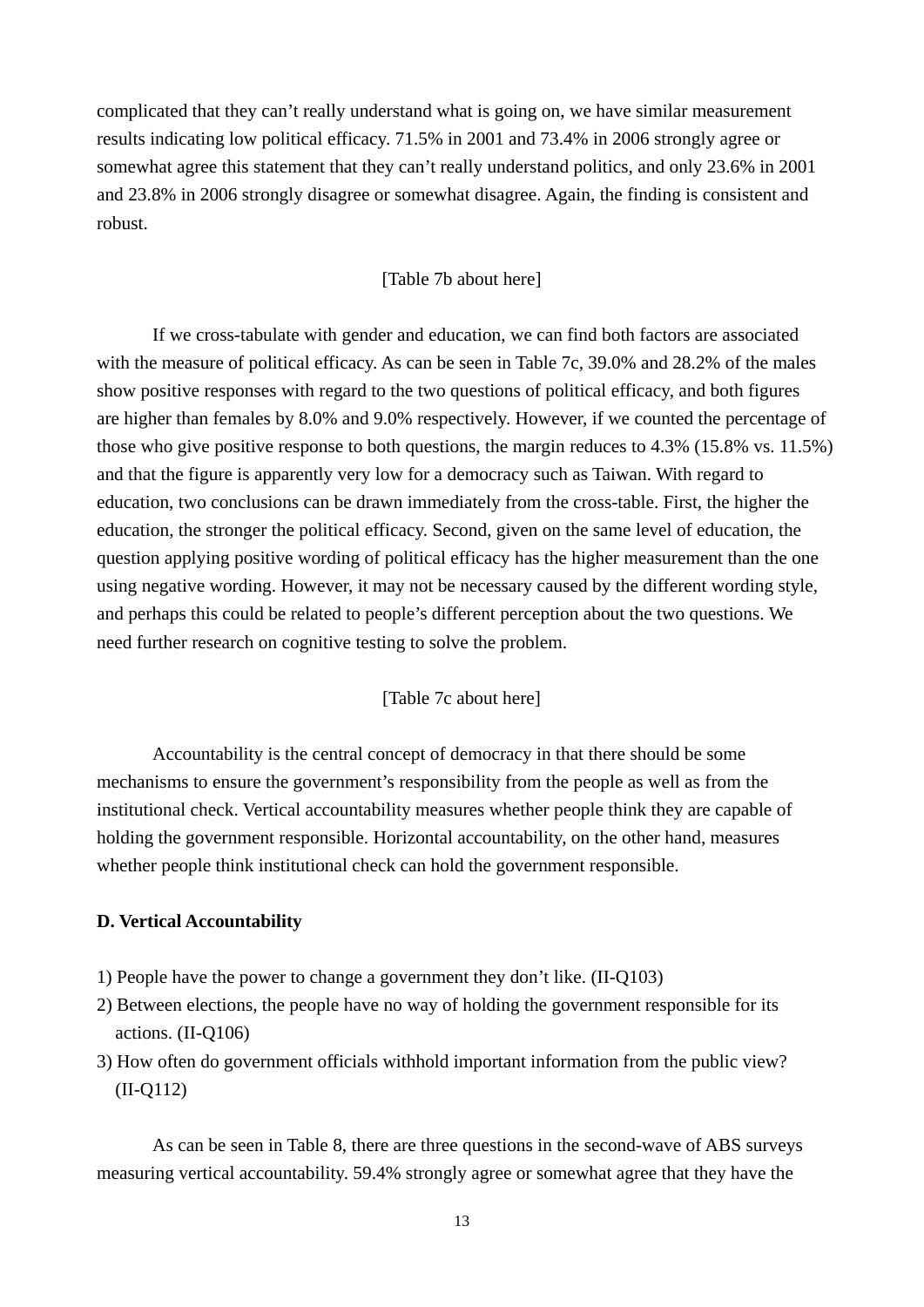complicated that they can't really understand what is going on, we have similar measurement results indicating low political efficacy. 71.5% in 2001 and 73.4% in 2006 strongly agree or somewhat agree this statement that they can't really understand politics, and only 23.6% in 2001 and 23.8% in 2006 strongly disagree or somewhat disagree. Again, the finding is consistent and robust.

[Table 7b about here]

If we cross-tabulate with gender and education, we can find both factors are associated with the measure of political efficacy. As can be seen in Table 7c, 39.0% and 28.2% of the males show positive responses with regard to the two questions of political efficacy, and both figures are higher than females by 8.0% and 9.0% respectively. However, if we counted the percentage of those who give positive response to both questions, the margin reduces to 4.3% (15.8% vs. 11.5%) and that the figure is apparently very low for a democracy such as Taiwan. With regard to education, two conclusions can be drawn immediately from the cross-table. First, the higher the education, the stronger the political efficacy. Second, given on the same level of education, the question applying positive wording of political efficacy has the higher measurement than the one using negative wording. However, it may not be necessary caused by the different wording style, and perhaps this could be related to people's different perception about the two questions. We need further research on cognitive testing to solve the problem.

[Table 7c about here]

Accountability is the central concept of democracy in that there should be some mechanisms to ensure the government's responsibility from the people as well as from the institutional check. Vertical accountability measures whether people think they are capable of holding the government responsible. Horizontal accountability, on the other hand, measures whether people think institutional check can hold the government responsible.

**D. Vertical Accountability**

1) People have the power to change a government they don't like. (II-Q103)
2) Between elections, the people have no way of holding the government responsible for its actions. (II-Q106)
3) How often do government officials withhold important information from the public view? (II-Q112)

As can be seen in Table 8, there are three questions in the second-wave of ABS surveys measuring vertical accountability. 59.4% strongly agree or somewhat agree that they have the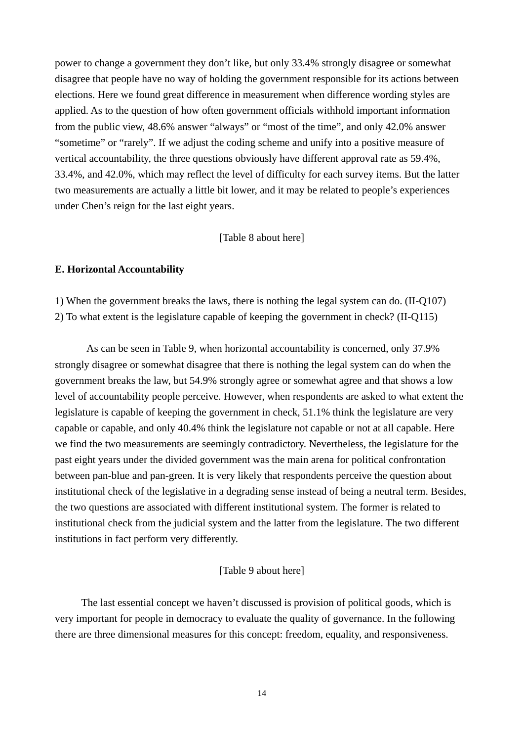power to change a government they don't like, but only 33.4% strongly disagree or somewhat disagree that people have no way of holding the government responsible for its actions between elections. Here we found great difference in measurement when difference wording styles are applied. As to the question of how often government officials withhold important information from the public view, 48.6% answer "always" or "most of the time", and only 42.0% answer "sometime" or "rarely". If we adjust the coding scheme and unify into a positive measure of vertical accountability, the three questions obviously have different approval rate as 59.4%, 33.4%, and 42.0%, which may reflect the level of difficulty for each survey items. But the latter two measurements are actually a little bit lower, and it may be related to people's experiences under Chen's reign for the last eight years.

[Table 8 about here]

**E. Horizontal Accountability**

1) When the government breaks the laws, there is nothing the legal system can do. (II-Q107)
2) To what extent is the legislature capable of keeping the government in check? (II-Q115)

As can be seen in Table 9, when horizontal accountability is concerned, only 37.9% strongly disagree or somewhat disagree that there is nothing the legal system can do when the government breaks the law, but 54.9% strongly agree or somewhat agree and that shows a low level of accountability people perceive. However, when respondents are asked to what extent the legislature is capable of keeping the government in check, 51.1% think the legislature are very capable or capable, and only 40.4% think the legislature not capable or not at all capable. Here we find the two measurements are seemingly contradictory. Nevertheless, the legislature for the past eight years under the divided government was the main arena for political confrontation between pan-blue and pan-green. It is very likely that respondents perceive the question about institutional check of the legislative in a degrading sense instead of being a neutral term. Besides, the two questions are associated with different institutional system. The former is related to institutional check from the judicial system and the latter from the legislature. The two different institutions in fact perform very differently.

[Table 9 about here]

The last essential concept we haven't discussed is provision of political goods, which is very important for people in democracy to evaluate the quality of governance. In the following there are three dimensional measures for this concept: freedom, equality, and responsiveness.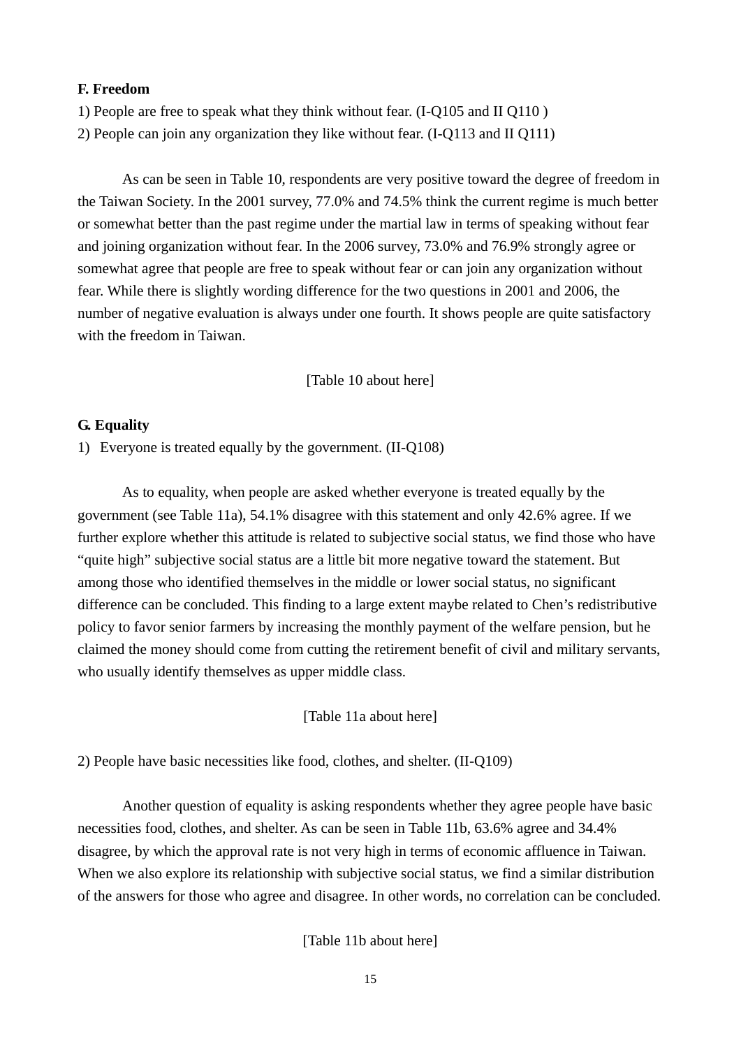**F. Freedom**

1) People are free to speak what they think without fear. (I-Q105 and II Q110 )

2) People can join any organization they like without fear. (I-Q113 and II Q111)

As can be seen in Table 10, respondents are very positive toward the degree of freedom in the Taiwan Society. In the 2001 survey, 77.0% and 74.5% think the current regime is much better or somewhat better than the past regime under the martial law in terms of speaking without fear and joining organization without fear. In the 2006 survey, 73.0% and 76.9% strongly agree or somewhat agree that people are free to speak without fear or can join any organization without fear. While there is slightly wording difference for the two questions in 2001 and 2006, the number of negative evaluation is always under one fourth. It shows people are quite satisfactory with the freedom in Taiwan.

[Table 10 about here]

**G. Equality**

1) Everyone is treated equally by the government. (II-Q108)

As to equality, when people are asked whether everyone is treated equally by the government (see Table 11a), 54.1% disagree with this statement and only 42.6% agree. If we further explore whether this attitude is related to subjective social status, we find those who have “quite high” subjective social status are a little bit more negative toward the statement. But among those who identified themselves in the middle or lower social status, no significant difference can be concluded. This finding to a large extent maybe related to Chen’s redistributive policy to favor senior farmers by increasing the monthly payment of the welfare pension, but he claimed the money should come from cutting the retirement benefit of civil and military servants, who usually identify themselves as upper middle class.

[Table 11a about here]

2) People have basic necessities like food, clothes, and shelter. (II-Q109)

Another question of equality is asking respondents whether they agree people have basic necessities food, clothes, and shelter. As can be seen in Table 11b, 63.6% agree and 34.4% disagree, by which the approval rate is not very high in terms of economic affluence in Taiwan. When we also explore its relationship with subjective social status, we find a similar distribution of the answers for those who agree and disagree. In other words, no correlation can be concluded.

[Table 11b about here]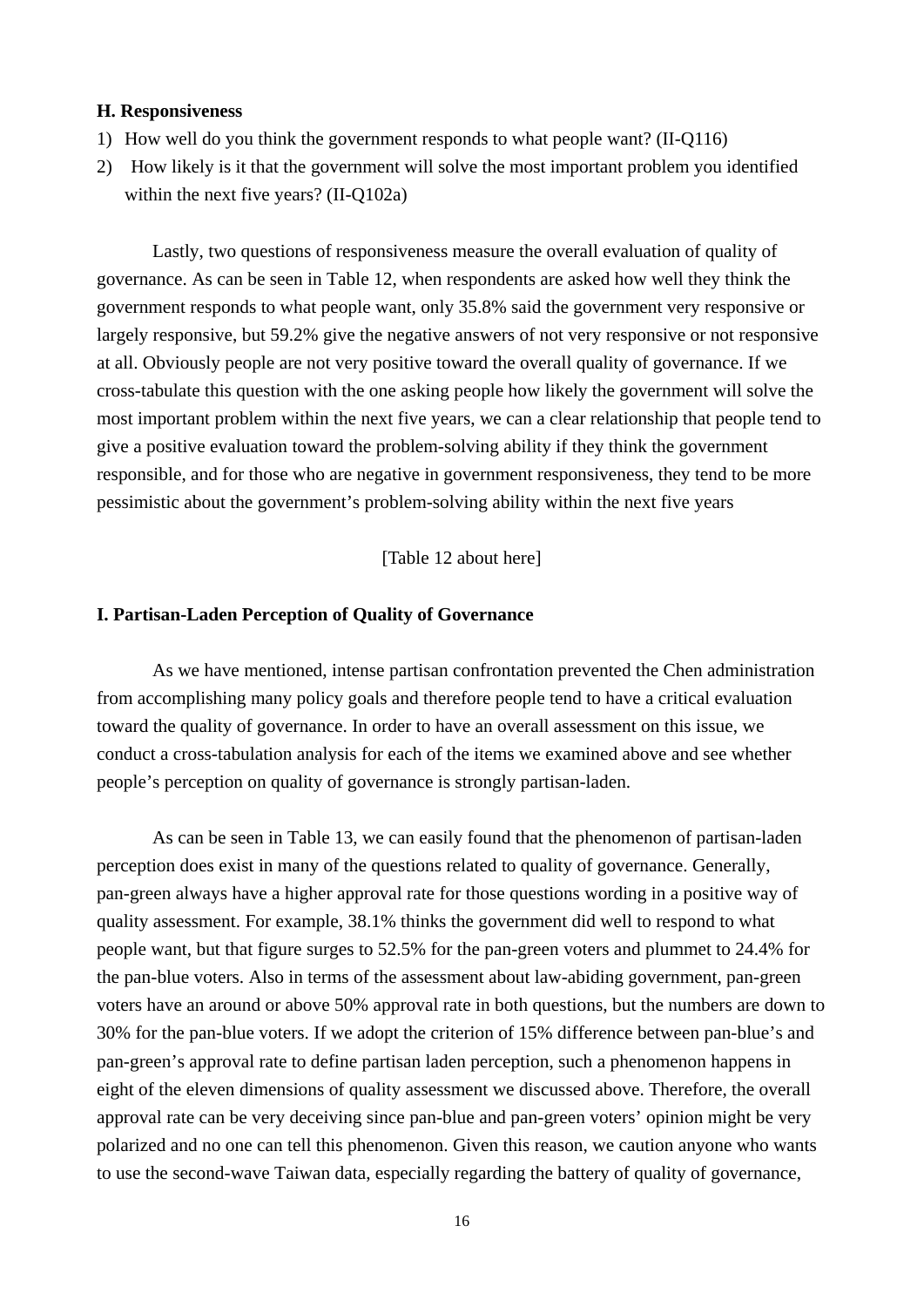**H. Responsiveness**

1) How well do you think the government responds to what people want? (II-Q116)
2) How likely is it that the government will solve the most important problem you identified within the next five years? (II-Q102a)

Lastly, two questions of responsiveness measure the overall evaluation of quality of governance. As can be seen in Table 12, when respondents are asked how well they think the government responds to what people want, only 35.8% said the government very responsive or largely responsive, but 59.2% give the negative answers of not very responsive or not responsive at all. Obviously people are not very positive toward the overall quality of governance. If we cross-tabulate this question with the one asking people how likely the government will solve the most important problem within the next five years, we can a clear relationship that people tend to give a positive evaluation toward the problem-solving ability if they think the government responsible, and for those who are negative in government responsiveness, they tend to be more pessimistic about the government's problem-solving ability within the next five years

[Table 12 about here]

**I. Partisan-Laden Perception of Quality of Governance**

As we have mentioned, intense partisan confrontation prevented the Chen administration from accomplishing many policy goals and therefore people tend to have a critical evaluation toward the quality of governance. In order to have an overall assessment on this issue, we conduct a cross-tabulation analysis for each of the items we examined above and see whether people's perception on quality of governance is strongly partisan-laden.

As can be seen in Table 13, we can easily found that the phenomenon of partisan-laden perception does exist in many of the questions related to quality of governance. Generally, pan-green always have a higher approval rate for those questions wording in a positive way of quality assessment. For example, 38.1% thinks the government did well to respond to what people want, but that figure surges to 52.5% for the pan-green voters and plummet to 24.4% for the pan-blue voters. Also in terms of the assessment about law-abiding government, pan-green voters have an around or above 50% approval rate in both questions, but the numbers are down to 30% for the pan-blue voters. If we adopt the criterion of 15% difference between pan-blue's and pan-green's approval rate to define partisan laden perception, such a phenomenon happens in eight of the eleven dimensions of quality assessment we discussed above. Therefore, the overall approval rate can be very deceiving since pan-blue and pan-green voters' opinion might be very polarized and no one can tell this phenomenon. Given this reason, we caution anyone who wants to use the second-wave Taiwan data, especially regarding the battery of quality of governance,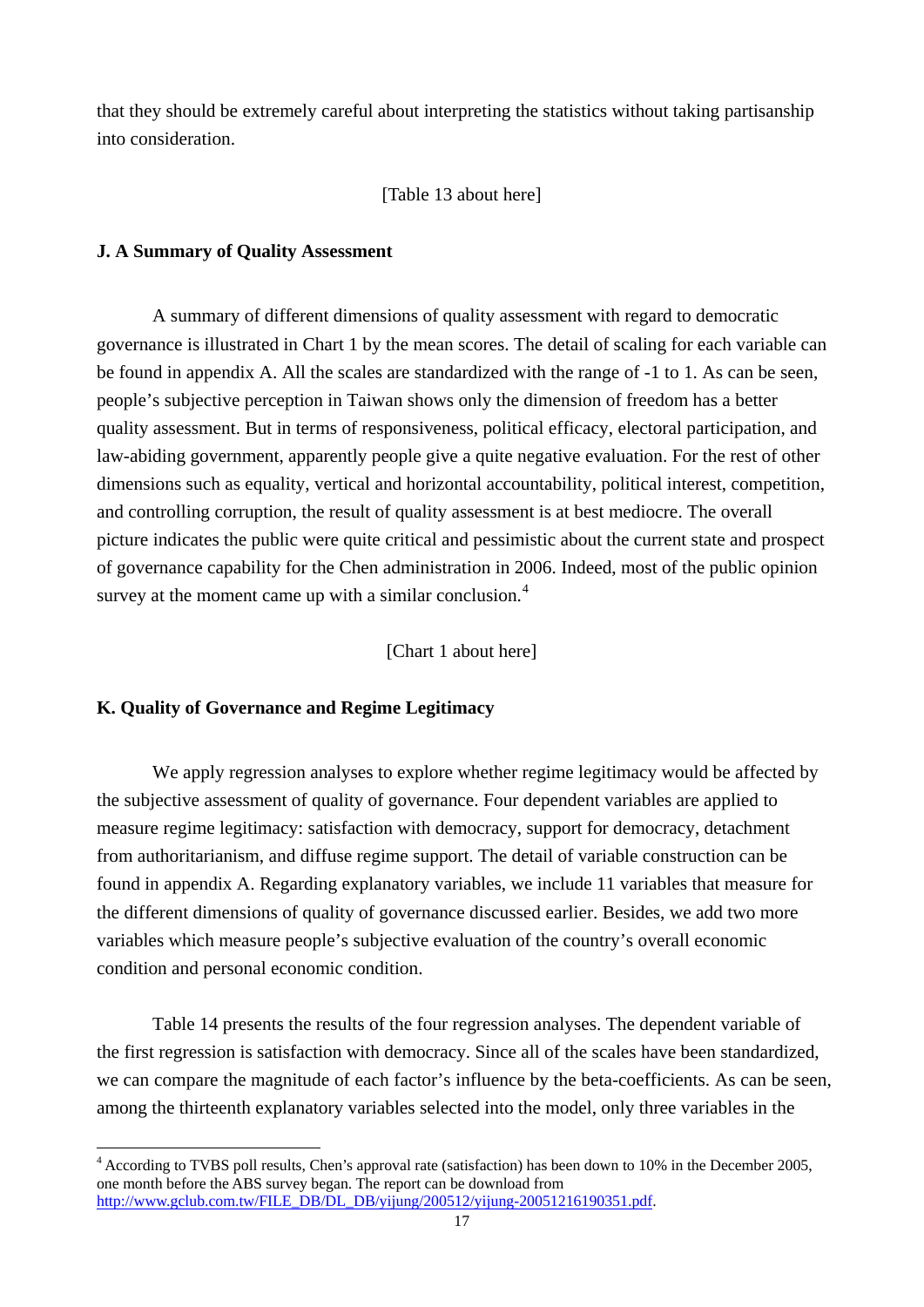that they should be extremely careful about interpreting the statistics without taking partisanship into consideration.

[Table 13 about here]

### J. A Summary of Quality Assessment

A summary of different dimensions of quality assessment with regard to democratic governance is illustrated in Chart 1 by the mean scores. The detail of scaling for each variable can be found in appendix A. All the scales are standardized with the range of -1 to 1. As can be seen, people's subjective perception in Taiwan shows only the dimension of freedom has a better quality assessment. But in terms of responsiveness, political efficacy, electoral participation, and law-abiding government, apparently people give a quite negative evaluation. For the rest of other dimensions such as equality, vertical and horizontal accountability, political interest, competition, and controlling corruption, the result of quality assessment is at best mediocre. The overall picture indicates the public were quite critical and pessimistic about the current state and prospect of governance capability for the Chen administration in 2006. Indeed, most of the public opinion survey at the moment came up with a similar conclusion.[4]

[Chart 1 about here]

### K. Quality of Governance and Regime Legitimacy

We apply regression analyses to explore whether regime legitimacy would be affected by the subjective assessment of quality of governance. Four dependent variables are applied to measure regime legitimacy: satisfaction with democracy, support for democracy, detachment from authoritarianism, and diffuse regime support. The detail of variable construction can be found in appendix A. Regarding explanatory variables, we include 11 variables that measure for the different dimensions of quality of governance discussed earlier. Besides, we add two more variables which measure people's subjective evaluation of the country's overall economic condition and personal economic condition.

Table 14 presents the results of the four regression analyses. The dependent variable of the first regression is satisfaction with democracy. Since all of the scales have been standardized, we can compare the magnitude of each factor's influence by the beta-coefficients. As can be seen, among the thirteenth explanatory variables selected into the model, only three variables in the

---

[4] According to TVBS poll results, Chen's approval rate (satisfaction) has been down to 10% in the December 2005, one month before the ABS survey began. The report can be download from http://www.gclub.com.tw/FILE_DB/DL_DB/yijung/200512/yijung-20051216190351.pdf.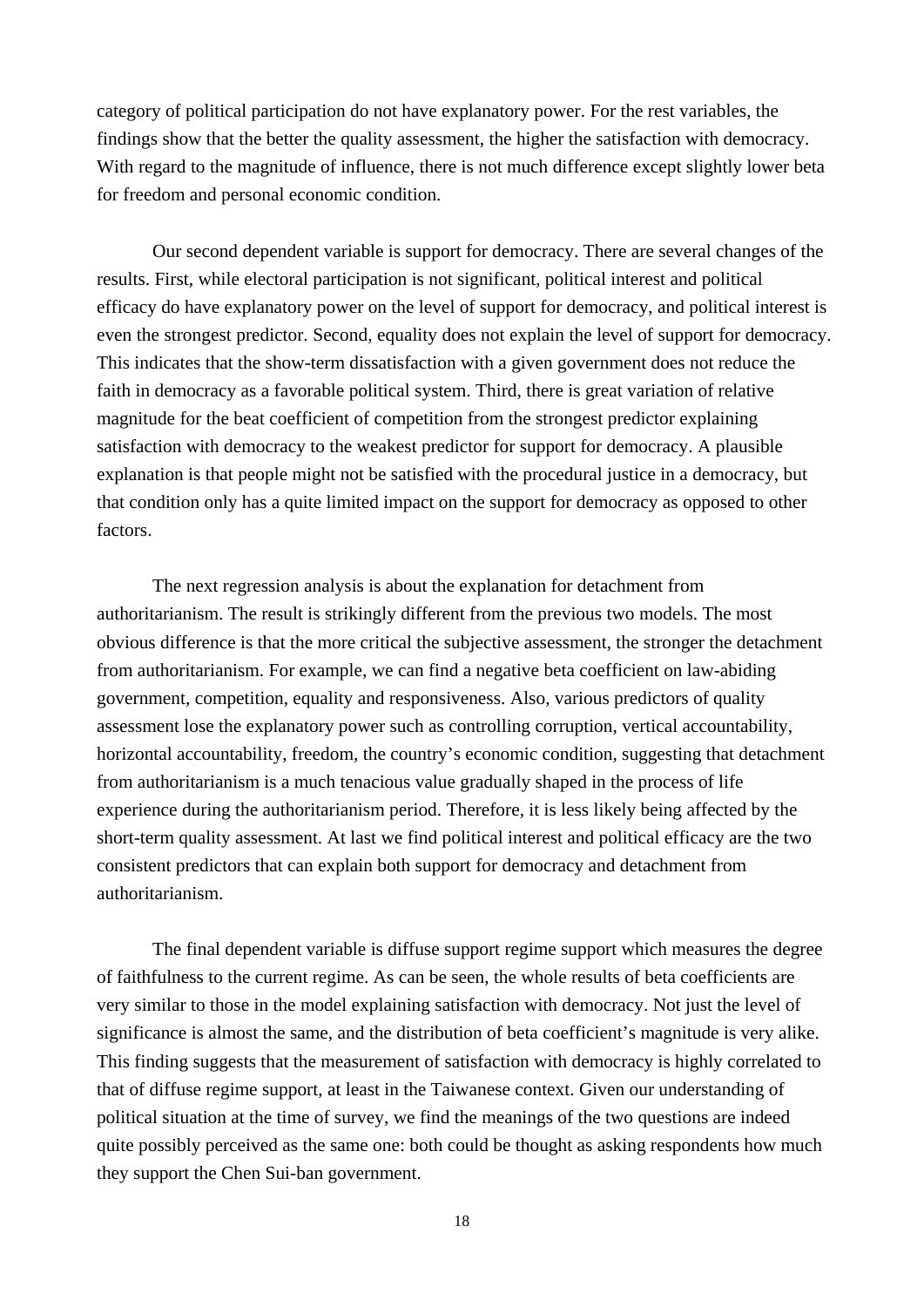category of political participation do not have explanatory power. For the rest variables, the findings show that the better the quality assessment, the higher the satisfaction with democracy. With regard to the magnitude of influence, there is not much difference except slightly lower beta for freedom and personal economic condition.

Our second dependent variable is support for democracy. There are several changes of the results. First, while electoral participation is not significant, political interest and political efficacy do have explanatory power on the level of support for democracy, and political interest is even the strongest predictor. Second, equality does not explain the level of support for democracy. This indicates that the show-term dissatisfaction with a given government does not reduce the faith in democracy as a favorable political system. Third, there is great variation of relative magnitude for the beat coefficient of competition from the strongest predictor explaining satisfaction with democracy to the weakest predictor for support for democracy. A plausible explanation is that people might not be satisfied with the procedural justice in a democracy, but that condition only has a quite limited impact on the support for democracy as opposed to other factors.

The next regression analysis is about the explanation for detachment from authoritarianism. The result is strikingly different from the previous two models. The most obvious difference is that the more critical the subjective assessment, the stronger the detachment from authoritarianism. For example, we can find a negative beta coefficient on law-abiding government, competition, equality and responsiveness. Also, various predictors of quality assessment lose the explanatory power such as controlling corruption, vertical accountability, horizontal accountability, freedom, the country's economic condition, suggesting that detachment from authoritarianism is a much tenacious value gradually shaped in the process of life experience during the authoritarianism period. Therefore, it is less likely being affected by the short-term quality assessment. At last we find political interest and political efficacy are the two consistent predictors that can explain both support for democracy and detachment from authoritarianism.

The final dependent variable is diffuse support regime support which measures the degree of faithfulness to the current regime. As can be seen, the whole results of beta coefficients are very similar to those in the model explaining satisfaction with democracy. Not just the level of significance is almost the same, and the distribution of beta coefficient's magnitude is very alike. This finding suggests that the measurement of satisfaction with democracy is highly correlated to that of diffuse regime support, at least in the Taiwanese context. Given our understanding of political situation at the time of survey, we find the meanings of the two questions are indeed quite possibly perceived as the same one: both could be thought as asking respondents how much they support the Chen Sui-ban government.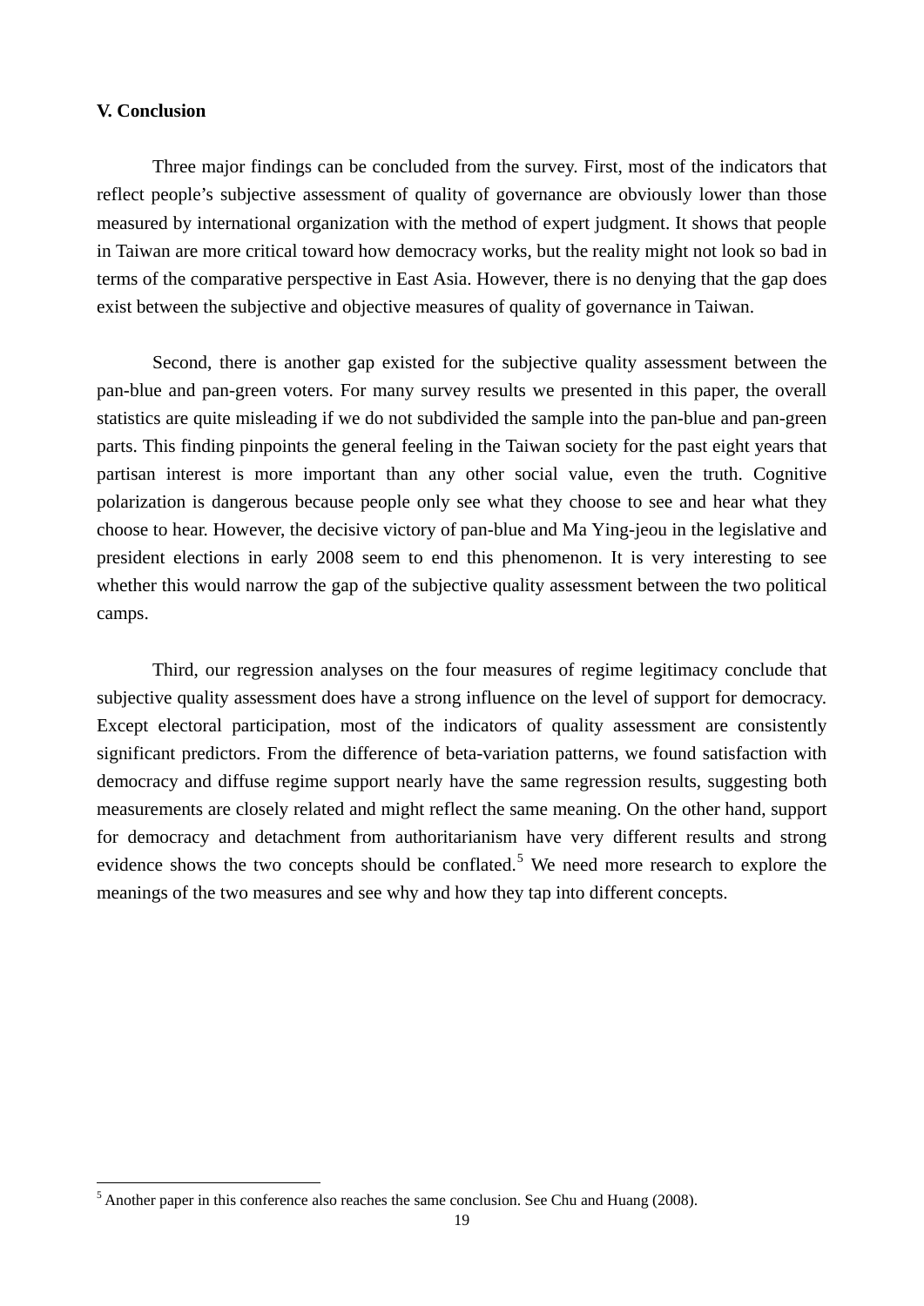## V. Conclusion

Three major findings can be concluded from the survey. First, most of the indicators that reflect people's subjective assessment of quality of governance are obviously lower than those measured by international organization with the method of expert judgment. It shows that people in Taiwan are more critical toward how democracy works, but the reality might not look so bad in terms of the comparative perspective in East Asia. However, there is no denying that the gap does exist between the subjective and objective measures of quality of governance in Taiwan.

Second, there is another gap existed for the subjective quality assessment between the pan-blue and pan-green voters. For many survey results we presented in this paper, the overall statistics are quite misleading if we do not subdivided the sample into the pan-blue and pan-green parts. This finding pinpoints the general feeling in the Taiwan society for the past eight years that partisan interest is more important than any other social value, even the truth. Cognitive polarization is dangerous because people only see what they choose to see and hear what they choose to hear. However, the decisive victory of pan-blue and Ma Ying-jeou in the legislative and president elections in early 2008 seem to end this phenomenon. It is very interesting to see whether this would narrow the gap of the subjective quality assessment between the two political camps.

Third, our regression analyses on the four measures of regime legitimacy conclude that subjective quality assessment does have a strong influence on the level of support for democracy. Except electoral participation, most of the indicators of quality assessment are consistently significant predictors. From the difference of beta-variation patterns, we found satisfaction with democracy and diffuse regime support nearly have the same regression results, suggesting both measurements are closely related and might reflect the same meaning. On the other hand, support for democracy and detachment from authoritarianism have very different results and strong evidence shows the two concepts should be conflated.[5] We need more research to explore the meanings of the two measures and see why and how they tap into different concepts.

---

[5] Another paper in this conference also reaches the same conclusion. See Chu and Huang (2008).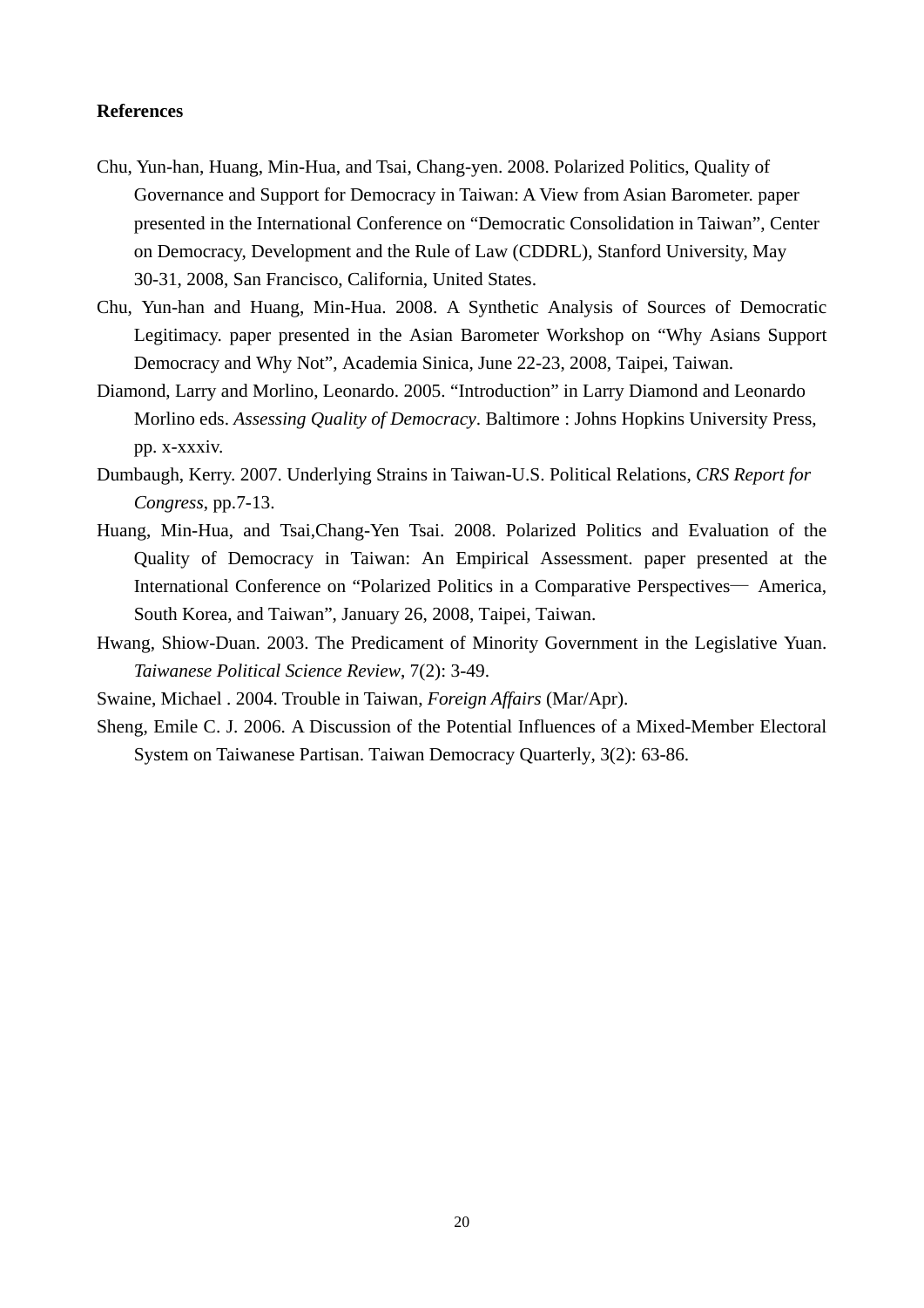**References**

Chu, Yun-han, Huang, Min-Hua, and Tsai, Chang-yen. 2008. Polarized Politics, Quality of Governance and Support for Democracy in Taiwan: A View from Asian Barometer. paper presented in the International Conference on "Democratic Consolidation in Taiwan", Center on Democracy, Development and the Rule of Law (CDDRL), Stanford University, May 30-31, 2008, San Francisco, California, United States.

Chu, Yun-han and Huang, Min-Hua. 2008. A Synthetic Analysis of Sources of Democratic Legitimacy. paper presented in the Asian Barometer Workshop on "Why Asians Support Democracy and Why Not", Academia Sinica, June 22-23, 2008, Taipei, Taiwan.

Diamond, Larry and Morlino, Leonardo. 2005. "Introduction" in Larry Diamond and Leonardo Morlino eds. *Assessing Quality of Democracy*. Baltimore : Johns Hopkins University Press, pp. x-xxxiv.

Dumbaugh, Kerry. 2007. Underlying Strains in Taiwan-U.S. Political Relations, *CRS Report for Congress*, pp.7-13.

Huang, Min-Hua, and Tsai,Chang-Yen Tsai. 2008. Polarized Politics and Evaluation of the Quality of Democracy in Taiwan: An Empirical Assessment. paper presented at the International Conference on "Polarized Politics in a Comparative Perspectives— America, South Korea, and Taiwan", January 26, 2008, Taipei, Taiwan.

Hwang, Shiow-Duan. 2003. The Predicament of Minority Government in the Legislative Yuan. *Taiwanese Political Science Review*, 7(2): 3-49.

Swaine, Michael . 2004. Trouble in Taiwan, *Foreign Affairs* (Mar/Apr).

Sheng, Emile C. J. 2006. A Discussion of the Potential Influences of a Mixed-Member Electoral System on Taiwanese Partisan. Taiwan Democracy Quarterly, 3(2): 63-86.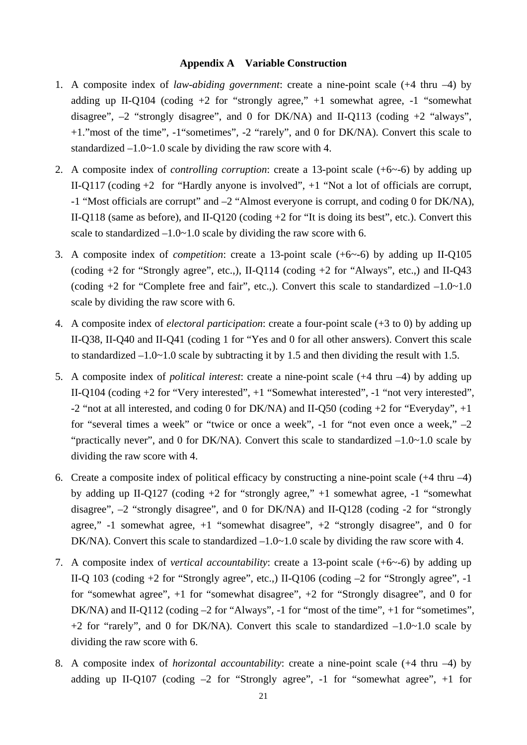### Appendix A Variable Construction

1. A composite index of *law-abiding government*: create a nine-point scale (+4 thru –4) by adding up II-Q104 (coding +2 for "strongly agree," +1 somewhat agree, -1 "somewhat disagree", –2 "strongly disagree", and 0 for DK/NA) and II-Q113 (coding +2 "always", +1."most of the time", -1"sometimes", -2 "rarely", and 0 for DK/NA). Convert this scale to standardized –1.0~1.0 scale by dividing the raw score with 4.

2. A composite index of *controlling corruption*: create a 13-point scale (+6~-6) by adding up II-Q117 (coding +2 for "Hardly anyone is involved", +1 "Not a lot of officials are corrupt, -1 "Most officials are corrupt" and –2 "Almost everyone is corrupt, and coding 0 for DK/NA), II-Q118 (same as before), and II-Q120 (coding +2 for "It is doing its best", etc.). Convert this scale to standardized –1.0~1.0 scale by dividing the raw score with 6.

3. A composite index of *competition*: create a 13-point scale (+6~-6) by adding up II-Q105 (coding +2 for "Strongly agree", etc.,), II-Q114 (coding +2 for "Always", etc.,) and II-Q43 (coding +2 for "Complete free and fair", etc.,). Convert this scale to standardized –1.0~1.0 scale by dividing the raw score with 6.

4. A composite index of *electoral participation*: create a four-point scale (+3 to 0) by adding up II-Q38, II-Q40 and II-Q41 (coding 1 for "Yes and 0 for all other answers). Convert this scale to standardized –1.0~1.0 scale by subtracting it by 1.5 and then dividing the result with 1.5.

5. A composite index of *political interest*: create a nine-point scale (+4 thru –4) by adding up II-Q104 (coding +2 for "Very interested", +1 "Somewhat interested", -1 "not very interested", -2 "not at all interested, and coding 0 for DK/NA) and II-Q50 (coding +2 for "Everyday", +1 for "several times a week" or "twice or once a week", -1 for "not even once a week," –2 "practically never", and 0 for DK/NA). Convert this scale to standardized –1.0~1.0 scale by dividing the raw score with 4.

6. Create a composite index of political efficacy by constructing a nine-point scale (+4 thru –4) by adding up II-Q127 (coding +2 for "strongly agree," +1 somewhat agree, -1 "somewhat disagree", –2 "strongly disagree", and 0 for DK/NA) and II-Q128 (coding -2 for "strongly agree," -1 somewhat agree, +1 "somewhat disagree", +2 "strongly disagree", and 0 for DK/NA). Convert this scale to standardized –1.0~1.0 scale by dividing the raw score with 4.

7. A composite index of *vertical accountability*: create a 13-point scale (+6~-6) by adding up II-Q 103 (coding +2 for "Strongly agree", etc.,) II-Q106 (coding –2 for "Strongly agree", -1 for "somewhat agree", +1 for "somewhat disagree", +2 for "Strongly disagree", and 0 for DK/NA) and II-Q112 (coding –2 for "Always", -1 for "most of the time", +1 for "sometimes", +2 for "rarely", and 0 for DK/NA). Convert this scale to standardized –1.0~1.0 scale by dividing the raw score with 6.

8. A composite index of *horizontal accountability*: create a nine-point scale (+4 thru –4) by adding up II-Q107 (coding –2 for "Strongly agree", -1 for "somewhat agree", +1 for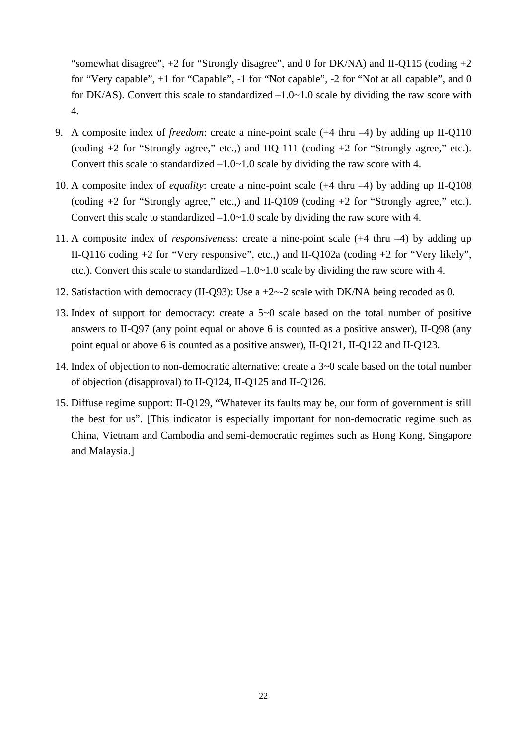"somewhat disagree", +2 for "Strongly disagree", and 0 for DK/NA) and II-Q115 (coding +2 for "Very capable", +1 for "Capable", -1 for "Not capable", -2 for "Not at all capable", and 0 for DK/AS). Convert this scale to standardized –1.0~1.0 scale by dividing the raw score with 4.

9. A composite index of *freedom*: create a nine-point scale (+4 thru –4) by adding up II-Q110 (coding +2 for "Strongly agree," etc.,) and IIQ-111 (coding +2 for "Strongly agree," etc.). Convert this scale to standardized –1.0~1.0 scale by dividing the raw score with 4.

10. A composite index of *equality*: create a nine-point scale (+4 thru –4) by adding up II-Q108 (coding +2 for "Strongly agree," etc.,) and II-Q109 (coding +2 for "Strongly agree," etc.). Convert this scale to standardized –1.0~1.0 scale by dividing the raw score with 4.

11. A composite index of *responsiveness*: create a nine-point scale (+4 thru –4) by adding up II-Q116 coding +2 for "Very responsive", etc.,) and II-Q102a (coding +2 for "Very likely", etc.). Convert this scale to standardized –1.0~1.0 scale by dividing the raw score with 4.

12. Satisfaction with democracy (II-Q93): Use a +2~-2 scale with DK/NA being recoded as 0.

13. Index of support for democracy: create a 5~0 scale based on the total number of positive answers to II-Q97 (any point equal or above 6 is counted as a positive answer), II-Q98 (any point equal or above 6 is counted as a positive answer), II-Q121, II-Q122 and II-Q123.

14. Index of objection to non-democratic alternative: create a 3~0 scale based on the total number of objection (disapproval) to II-Q124, II-Q125 and II-Q126.

15. Diffuse regime support: II-Q129, "Whatever its faults may be, our form of government is still the best for us". [This indicator is especially important for non-democratic regime such as China, Vietnam and Cambodia and semi-democratic regimes such as Hong Kong, Singapore and Malaysia.]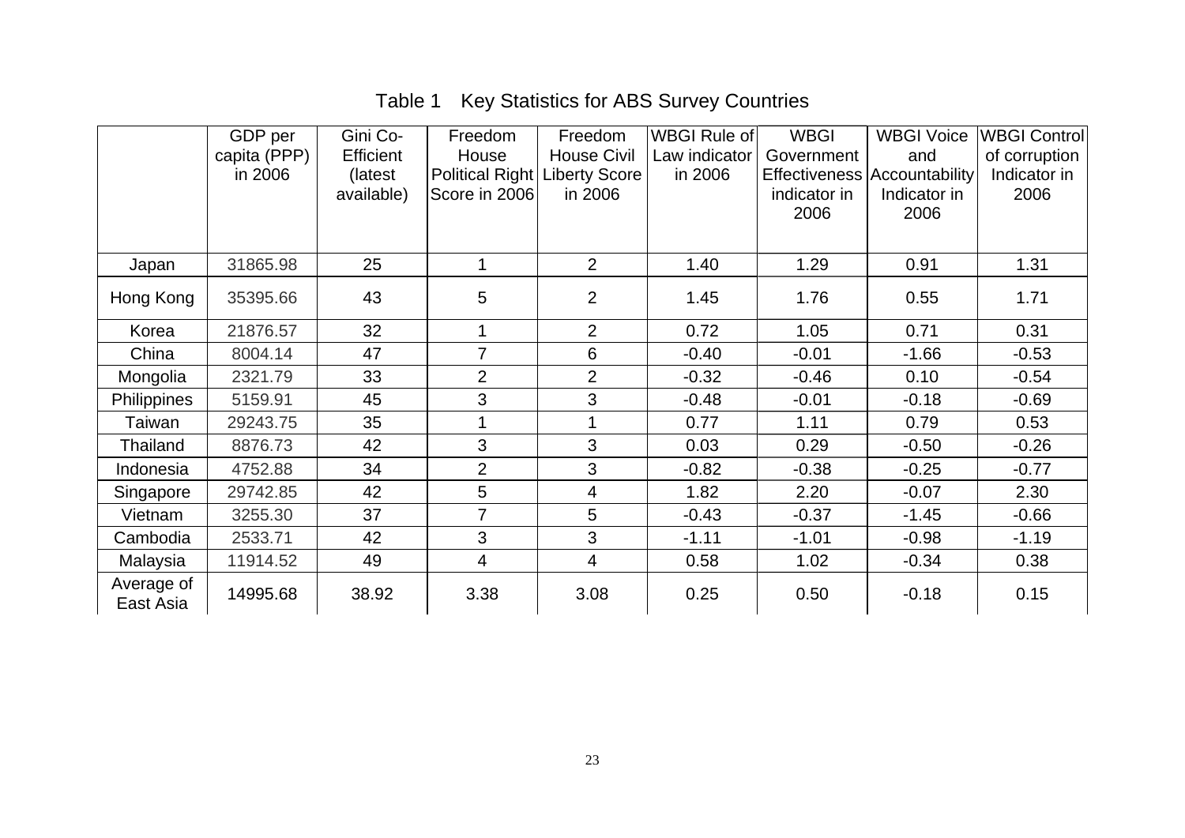Table 1 Key Statistics for ABS Survey Countries

| | GDP per capita (PPP) in 2006 | Gini Co-Efficient (latest available) | Freedom House Political Right Score in 2006 | Freedom House Civil Liberty Score in 2006 | WBGI Rule of Law indicator in 2006 | WBGI Government Effectiveness indicator in 2006 | WBGI Voice and Accountability Indicator in 2006 | WBGI Control of corruption Indicator in 2006 |
|---|---|---|---|---|---|---|---|---|
| Japan | 31865.98 | 25 | 1 | 2 | 1.40 | 1.29 | 0.91 | 1.31 |
| Hong Kong | 35395.66 | 43 | 5 | 2 | 1.45 | 1.76 | 0.55 | 1.71 |
| Korea | 21876.57 | 32 | 1 | 2 | 0.72 | 1.05 | 0.71 | 0.31 |
| China | 8004.14 | 47 | 7 | 6 | -0.40 | -0.01 | -1.66 | -0.53 |
| Mongolia | 2321.79 | 33 | 2 | 2 | -0.32 | -0.46 | 0.10 | -0.54 |
| Philippines | 5159.91 | 45 | 3 | 3 | -0.48 | -0.01 | -0.18 | -0.69 |
| Taiwan | 29243.75 | 35 | 1 | 1 | 0.77 | 1.11 | 0.79 | 0.53 |
| Thailand | 8876.73 | 42 | 3 | 3 | 0.03 | 0.29 | -0.50 | -0.26 |
| Indonesia | 4752.88 | 34 | 2 | 3 | -0.82 | -0.38 | -0.25 | -0.77 |
| Singapore | 29742.85 | 42 | 5 | 4 | 1.82 | 2.20 | -0.07 | 2.30 |
| Vietnam | 3255.30 | 37 | 7 | 5 | -0.43 | -0.37 | -1.45 | -0.66 |
| Cambodia | 2533.71 | 42 | 3 | 3 | -1.11 | -1.01 | -0.98 | -1.19 |
| Malaysia | 11914.52 | 49 | 4 | 4 | 0.58 | 1.02 | -0.34 | 0.38 |
| Average of East Asia | 14995.68 | 38.92 | 3.38 | 3.08 | 0.25 | 0.50 | -0.18 | 0.15 |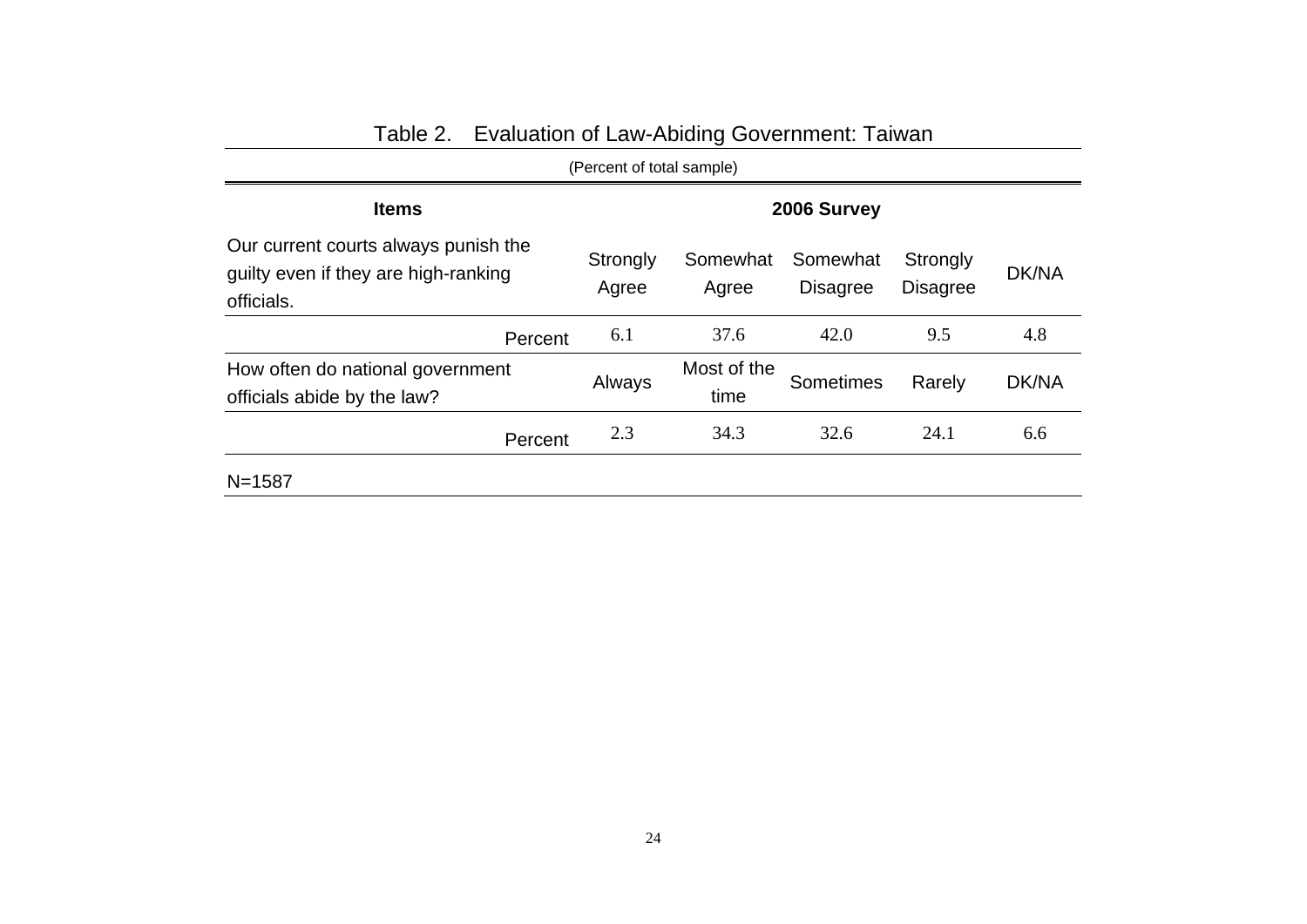Table 2. Evaluation of Law-Abiding Government: Taiwan

(Percent of total sample)

| **Items** | **2006 Survey** | | | | |
|---|---|---|---|---|---|
| Our current courts always punish the guilty even if they are high-ranking officials. | Strongly Agree | Somewhat Agree | Somewhat Disagree | Strongly Disagree | DK/NA |
| Percent | 6.1 | 37.6 | 42.0 | 9.5 | 4.8 |
| How often do national government officials abide by the law? | Always | Most of the time | Sometimes | Rarely | DK/NA |
| Percent | 2.3 | 34.3 | 32.6 | 24.1 | 6.6 |

N=1587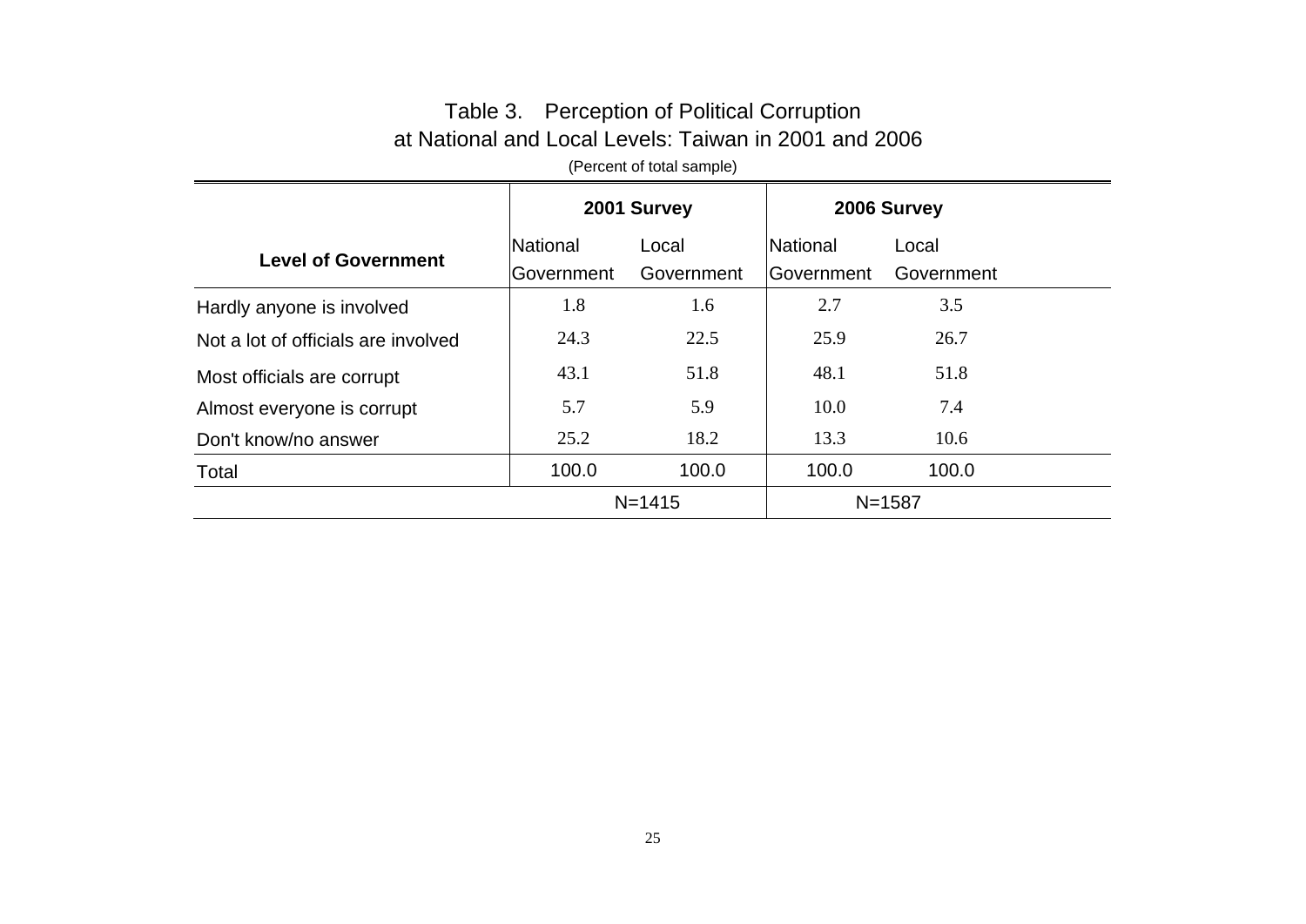Table 3. Perception of Political Corruption at National and Local Levels: Taiwan in 2001 and 2006

(Percent of total sample)

| Level of Government | 2001 Survey | | 2006 Survey | |
|---|---|---|---|---|
| | National Government | Local Government | National Government | Local Government |
| Hardly anyone is involved | 1.8 | 1.6 | 2.7 | 3.5 |
| Not a lot of officials are involved | 24.3 | 22.5 | 25.9 | 26.7 |
| Most officials are corrupt | 43.1 | 51.8 | 48.1 | 51.8 |
| Almost everyone is corrupt | 5.7 | 5.9 | 10.0 | 7.4 |
| Don't know/no answer | 25.2 | 18.2 | 13.3 | 10.6 |
| Total | 100.0 | 100.0 | 100.0 | 100.0 |
| | N=1415 | | N=1587 | |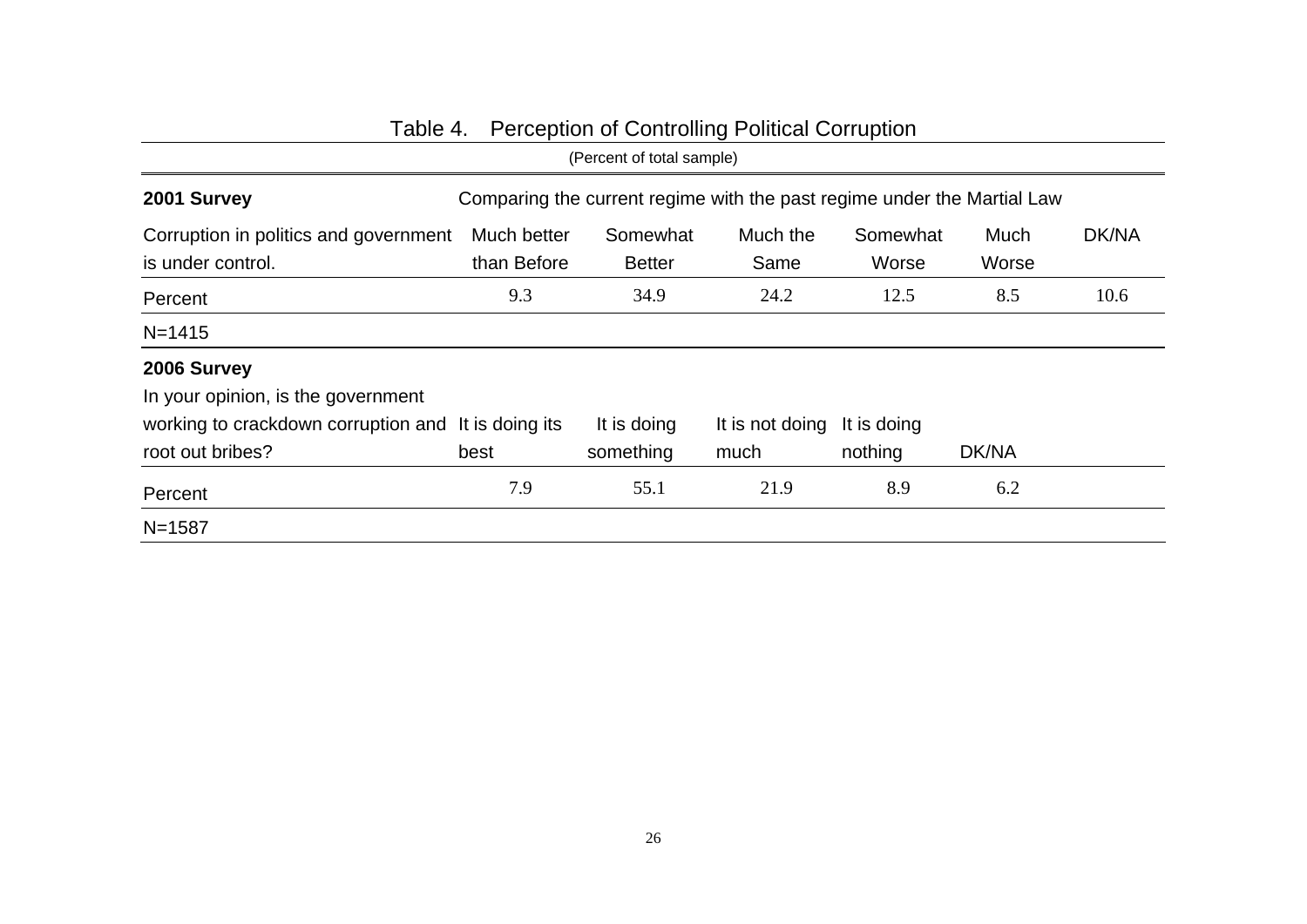Table 4. Perception of Controlling Political Corruption

(Percent of total sample)

| **2001 Survey** | Comparing the current regime with the past regime under the Martial Law | | | | | |
|---|---|---|---|---|---|---|
| Corruption in politics and government is under control. | Much better than Before | Somewhat Better | Much the Same | Somewhat Worse | Much Worse | DK/NA |
| Percent | 9.3 | 34.9 | 24.2 | 12.5 | 8.5 | 10.6 |
| N=1415 | | | | | | |

| **2006 Survey** In your opinion, is the government working to crackdown corruption and root out bribes? | It is doing its best | It is doing something | It is not doing much | It is doing nothing | DK/NA |
|---|---|---|---|---|---|
| Percent | 7.9 | 55.1 | 21.9 | 8.9 | 6.2 |
| N=1587 | | | | | |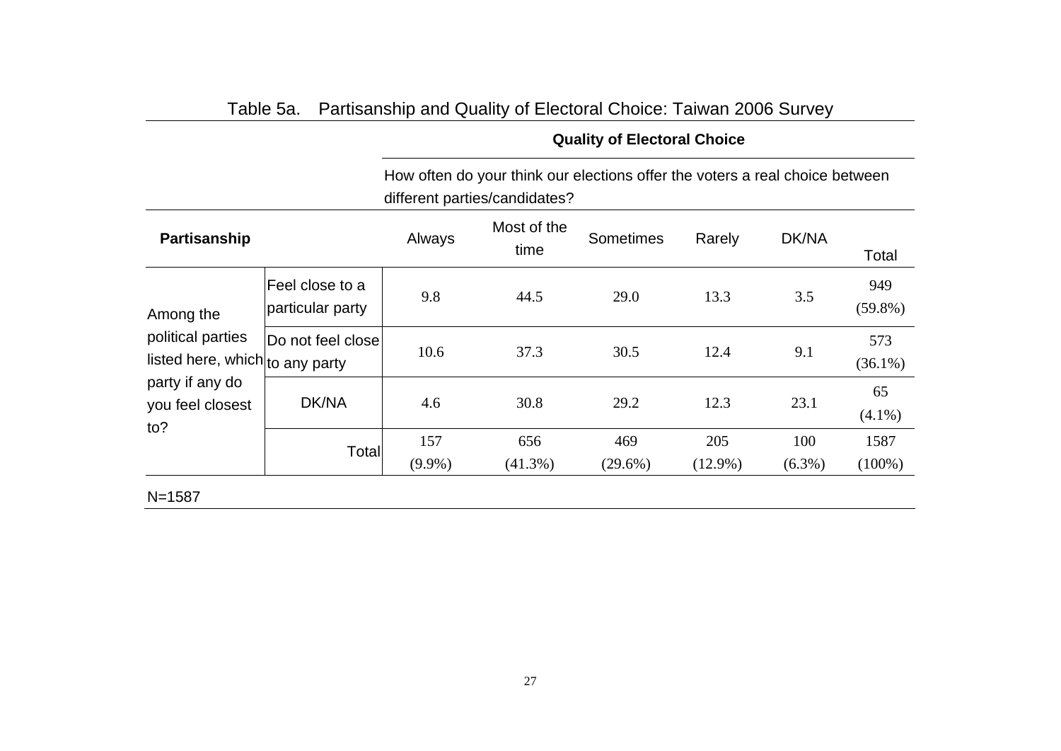Table 5a. Partisanship and Quality of Electoral Choice: Taiwan 2006 Survey

| | | Quality of Electoral Choice | | | | | |
|---|---|---|---|---|---|---|---|
| | | How often do your think our elections offer the voters a real choice between different parties/candidates? | | | | | |
| **Partisanship** | | Always | Most of the time | Sometimes | Rarely | DK/NA | Total |
| Among the political parties listed here, which party if any do you feel closest to? | Feel close to a particular party | 9.8 | 44.5 | 29.0 | 13.3 | 3.5 | 949 (59.8%) |
| | Do not feel close to any party | 10.6 | 37.3 | 30.5 | 12.4 | 9.1 | 573 (36.1%) |
| | DK/NA | 4.6 | 30.8 | 29.2 | 12.3 | 23.1 | 65 (4.1%) |
| | Total | 157 (9.9%) | 656 (41.3%) | 469 (29.6%) | 205 (12.9%) | 100 (6.3%) | 1587 (100%) |

N=1587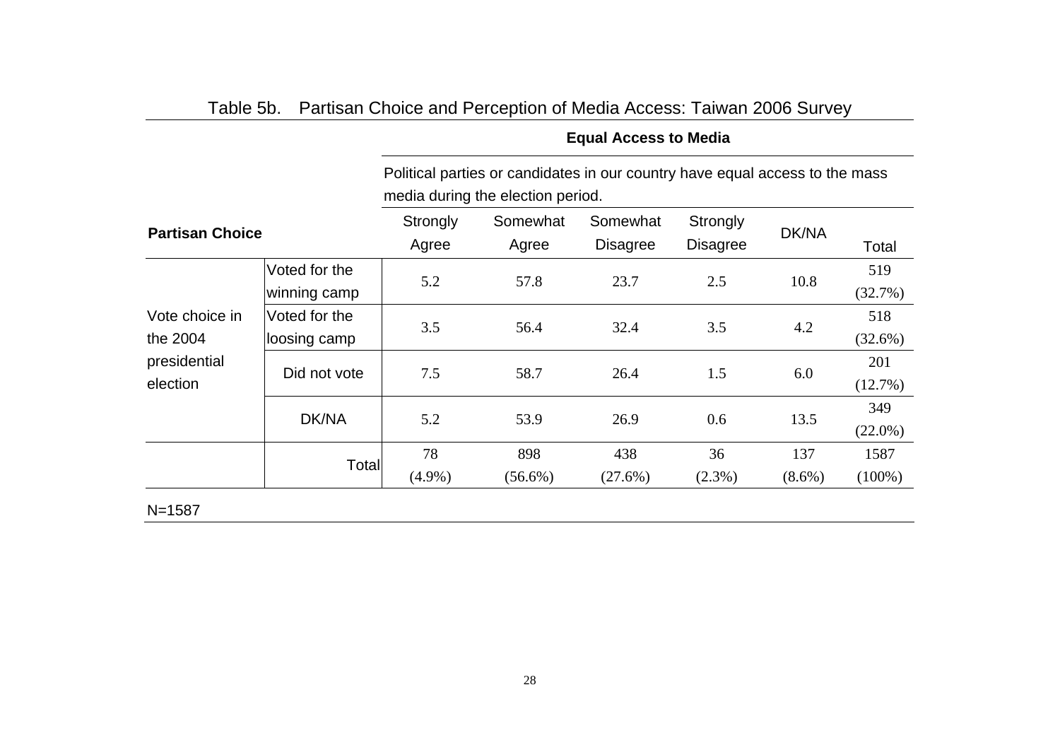Table 5b. Partisan Choice and Perception of Media Access: Taiwan 2006 Survey

| Partisan Choice | | Equal Access to Media | | | | | |
|---|---|---|---|---|---|---|---|
| | | Political parties or candidates in our country have equal access to the mass media during the election period. | | | | | |
| | | Strongly Agree | Somewhat Agree | Somewhat Disagree | Strongly Disagree | DK/NA | Total |
| Vote choice in the 2004 presidential election | Voted for the winning camp | 5.2 | 57.8 | 23.7 | 2.5 | 10.8 | 519 (32.7%) |
| | Voted for the loosing camp | 3.5 | 56.4 | 32.4 | 3.5 | 4.2 | 518 (32.6%) |
| | Did not vote | 7.5 | 58.7 | 26.4 | 1.5 | 6.0 | 201 (12.7%) |
| | DK/NA | 5.2 | 53.9 | 26.9 | 0.6 | 13.5 | 349 (22.0%) |
| | Total | 78 (4.9%) | 898 (56.6%) | 438 (27.6%) | 36 (2.3%) | 137 (8.6%) | 1587 (100%) |

N=1587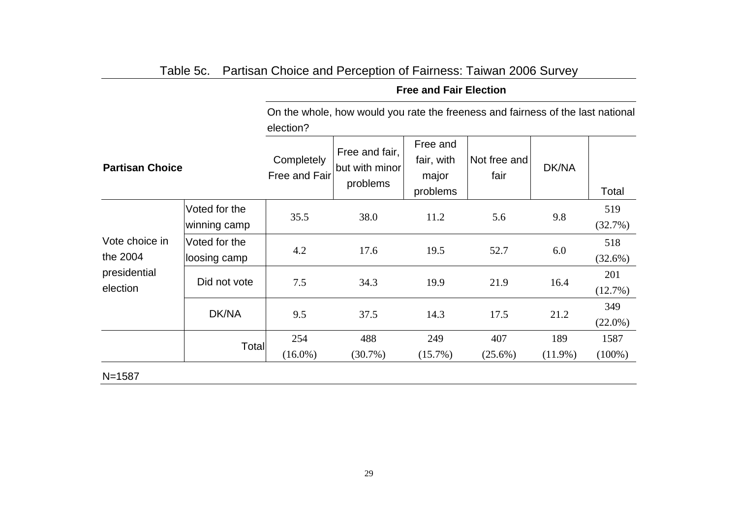Table 5c. Partisan Choice and Perception of Fairness: Taiwan 2006 Survey

| Partisan Choice | | Free and Fair Election: On the whole, how would you rate the freeness and fairness of the last national election? | | | | | |
|---|---|---|---|---|---|---|---|
| | | Completely Free and Fair | Free and fair, but with minor problems | Free and fair, with major problems | Not free and fair | DK/NA | Total |
| Vote choice in the 2004 presidential election | Voted for the winning camp | 35.5 | 38.0 | 11.2 | 5.6 | 9.8 | 519 (32.7%) |
| | Voted for the loosing camp | 4.2 | 17.6 | 19.5 | 52.7 | 6.0 | 518 (32.6%) |
| | Did not vote | 7.5 | 34.3 | 19.9 | 21.9 | 16.4 | 201 (12.7%) |
| | DK/NA | 9.5 | 37.5 | 14.3 | 17.5 | 21.2 | 349 (22.0%) |
| | Total | 254 (16.0%) | 488 (30.7%) | 249 (15.7%) | 407 (25.6%) | 189 (11.9%) | 1587 (100%) |

N=1587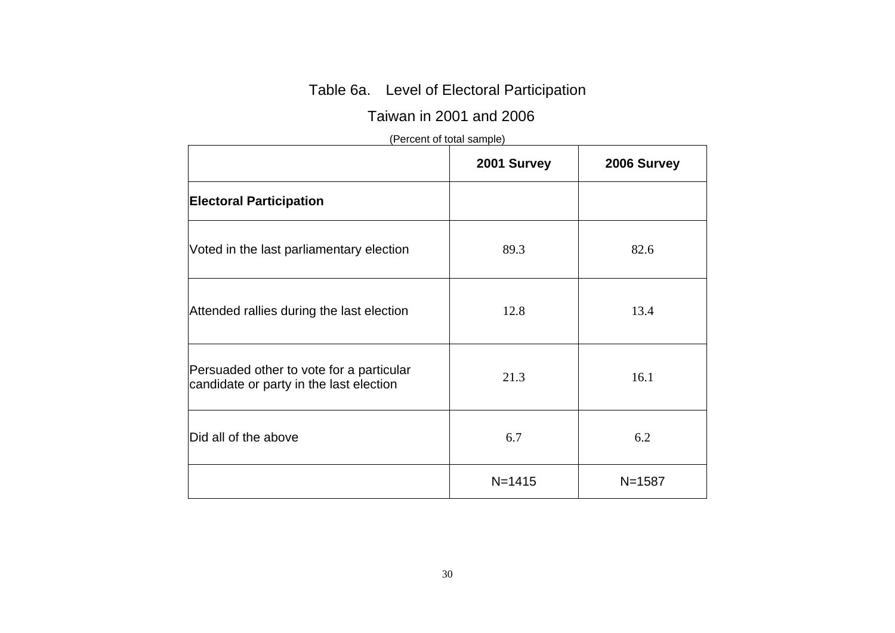Table 6a. Level of Electoral Participation

Taiwan in 2001 and 2006

(Percent of total sample)

| | 2001 Survey | 2006 Survey |
|---|---|---|
| **Electoral Participation** | | |
| Voted in the last parliamentary election | 89.3 | 82.6 |
| Attended rallies during the last election | 12.8 | 13.4 |
| Persuaded other to vote for a particular candidate or party in the last election | 21.3 | 16.1 |
| Did all of the above | 6.7 | 6.2 |
| | N=1415 | N=1587 |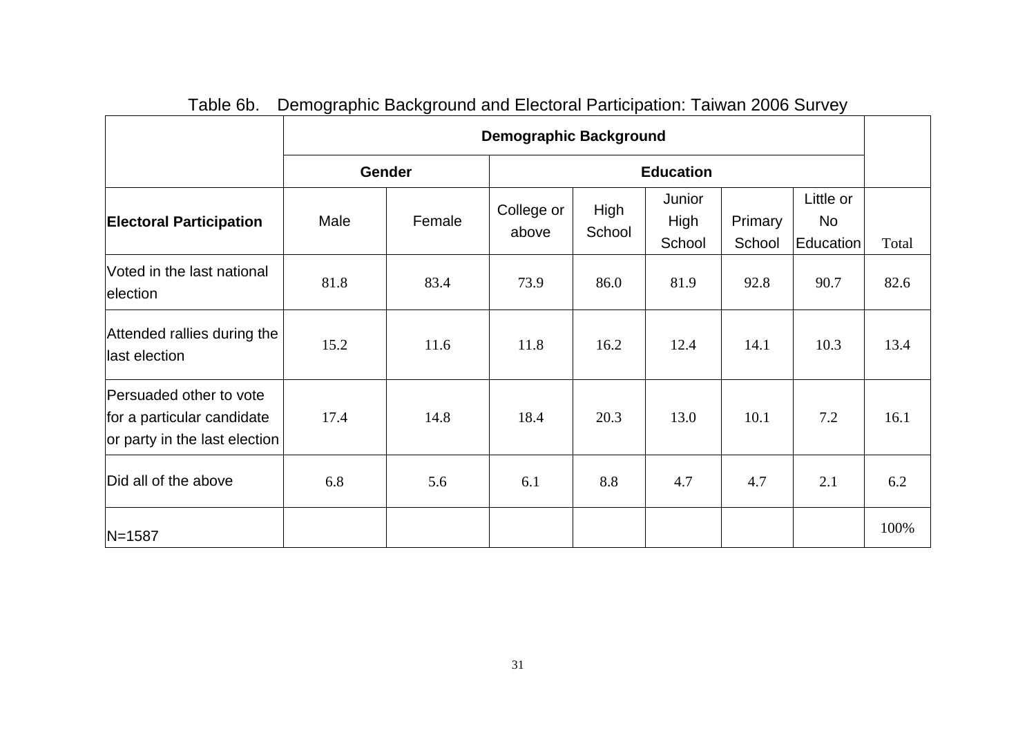Table 6b. Demographic Background and Electoral Participation: Taiwan 2006 Survey

| | Demographic Background | | | | | | | |
|---|---|---|---|---|---|---|---|---|
| | Gender | | Education | | | | | |
| **Electoral Participation** | Male | Female | College or above | High School | Junior High School | Primary School | Little or No Education | Total |
| Voted in the last national election | 81.8 | 83.4 | 73.9 | 86.0 | 81.9 | 92.8 | 90.7 | 82.6 |
| Attended rallies during the last election | 15.2 | 11.6 | 11.8 | 16.2 | 12.4 | 14.1 | 10.3 | 13.4 |
| Persuaded other to vote for a particular candidate or party in the last election | 17.4 | 14.8 | 18.4 | 20.3 | 13.0 | 10.1 | 7.2 | 16.1 |
| Did all of the above | 6.8 | 5.6 | 6.1 | 8.8 | 4.7 | 4.7 | 2.1 | 6.2 |
| N=1587 | | | | | | | | 100% |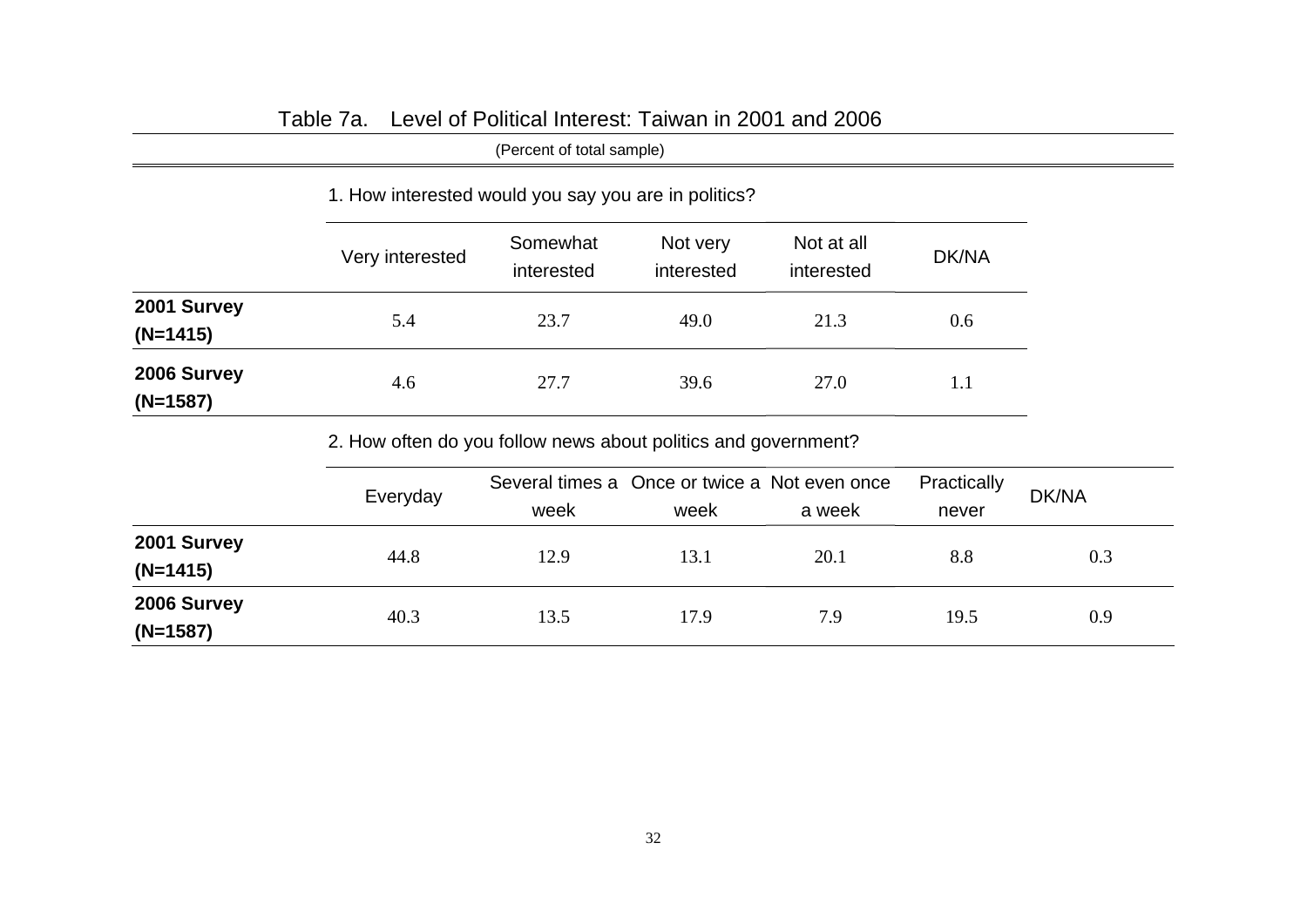# Table 7a. Level of Political Interest: Taiwan in 2001 and 2006

(Percent of total sample)

1. How interested would you say you are in politics?

| | Very interested | Somewhat interested | Not very interested | Not at all interested | DK/NA |
|---|---|---|---|---|---|
| **2001 Survey (N=1415)** | 5.4 | 23.7 | 49.0 | 21.3 | 0.6 |
| **2006 Survey (N=1587)** | 4.6 | 27.7 | 39.6 | 27.0 | 1.1 |

2. How often do you follow news about politics and government?

| | Everyday | Several times a week | Once or twice a week | Not even once a week | Practically never | DK/NA |
|---|---|---|---|---|---|---|
| **2001 Survey (N=1415)** | 44.8 | 12.9 | 13.1 | 20.1 | 8.8 | 0.3 |
| **2006 Survey (N=1587)** | 40.3 | 13.5 | 17.9 | 7.9 | 19.5 | 0.9 |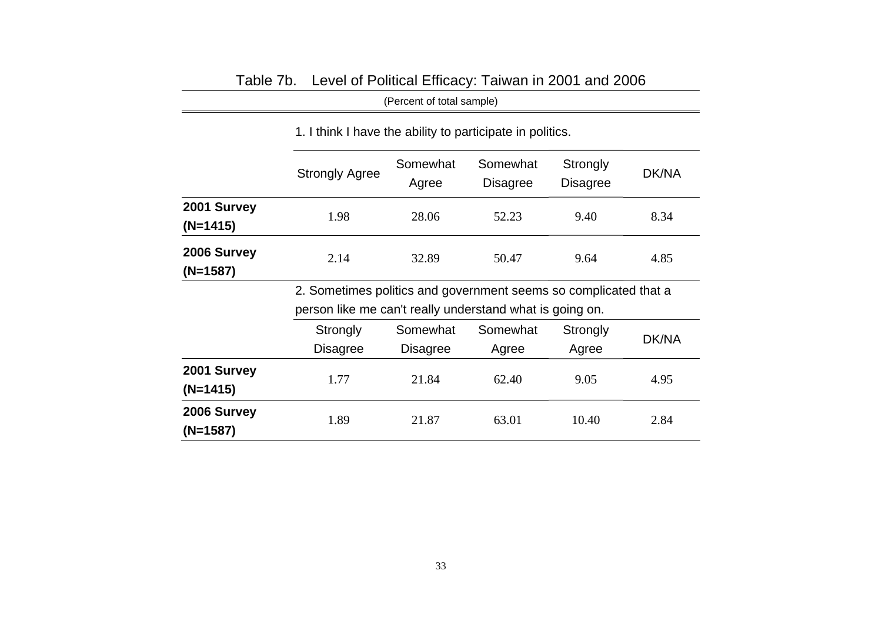Table 7b. Level of Political Efficacy: Taiwan in 2001 and 2006

(Percent of total sample)

| | 1. I think I have the ability to participate in politics. | | | | |
|---|---|---|---|---|---|
| | Strongly Agree | Somewhat Agree | Somewhat Disagree | Strongly Disagree | DK/NA |
| **2001 Survey (N=1415)** | 1.98 | 28.06 | 52.23 | 9.40 | 8.34 |
| **2006 Survey (N=1587)** | 2.14 | 32.89 | 50.47 | 9.64 | 4.85 |
| | 2. Sometimes politics and government seems so complicated that a person like me can't really understand what is going on. | | | | |
| | Strongly Disagree | Somewhat Disagree | Somewhat Agree | Strongly Agree | DK/NA |
| **2001 Survey (N=1415)** | 1.77 | 21.84 | 62.40 | 9.05 | 4.95 |
| **2006 Survey (N=1587)** | 1.89 | 21.87 | 63.01 | 10.40 | 2.84 |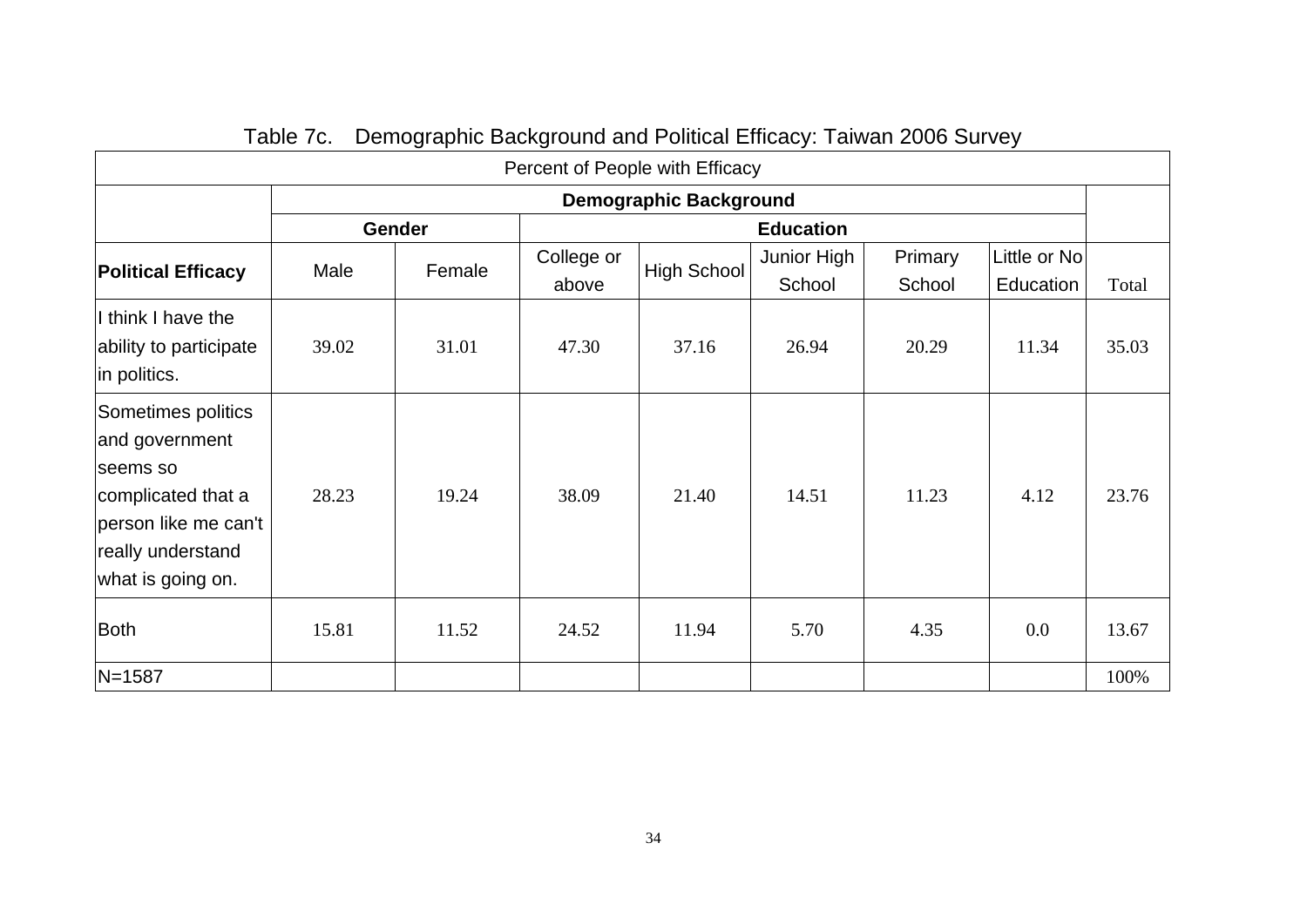Table 7c. Demographic Background and Political Efficacy: Taiwan 2006 Survey

| Percent of People with Efficacy | | | | | | | | |
|---|---|---|---|---|---|---|---|---|
| | Demographic Background | | | | | | | |
| | Gender | | Education | | | | | |
| **Political Efficacy** | Male | Female | College or above | High School | Junior High School | Primary School | Little or No Education | Total |
| I think I have the ability to participate in politics. | 39.02 | 31.01 | 47.30 | 37.16 | 26.94 | 20.29 | 11.34 | 35.03 |
| Sometimes politics and government seems so complicated that a person like me can't really understand what is going on. | 28.23 | 19.24 | 38.09 | 21.40 | 14.51 | 11.23 | 4.12 | 23.76 |
| Both | 15.81 | 11.52 | 24.52 | 11.94 | 5.70 | 4.35 | 0.0 | 13.67 |
| N=1587 | | | | | | | | 100% |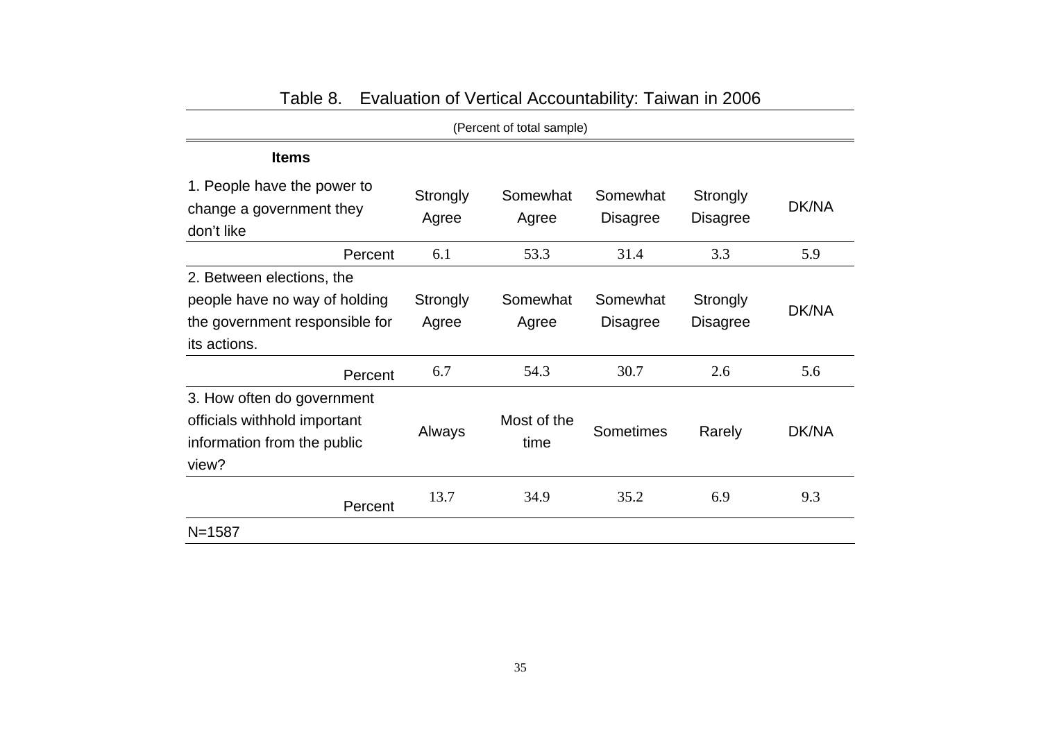Table 8. Evaluation of Vertical Accountability: Taiwan in 2006

(Percent of total sample)

| **Items** | | | | | |
|---|---|---|---|---|---|
| 1. People have the power to change a government they don't like | Strongly Agree | Somewhat Agree | Somewhat Disagree | Strongly Disagree | DK/NA |
| Percent | 6.1 | 53.3 | 31.4 | 3.3 | 5.9 |
| 2. Between elections, the people have no way of holding the government responsible for its actions. | Strongly Agree | Somewhat Agree | Somewhat Disagree | Strongly Disagree | DK/NA |
| Percent | 6.7 | 54.3 | 30.7 | 2.6 | 5.6 |
| 3. How often do government officials withhold important information from the public view? | Always | Most of the time | Sometimes | Rarely | DK/NA |
| Percent | 13.7 | 34.9 | 35.2 | 6.9 | 9.3 |
| N=1587 | | | | | |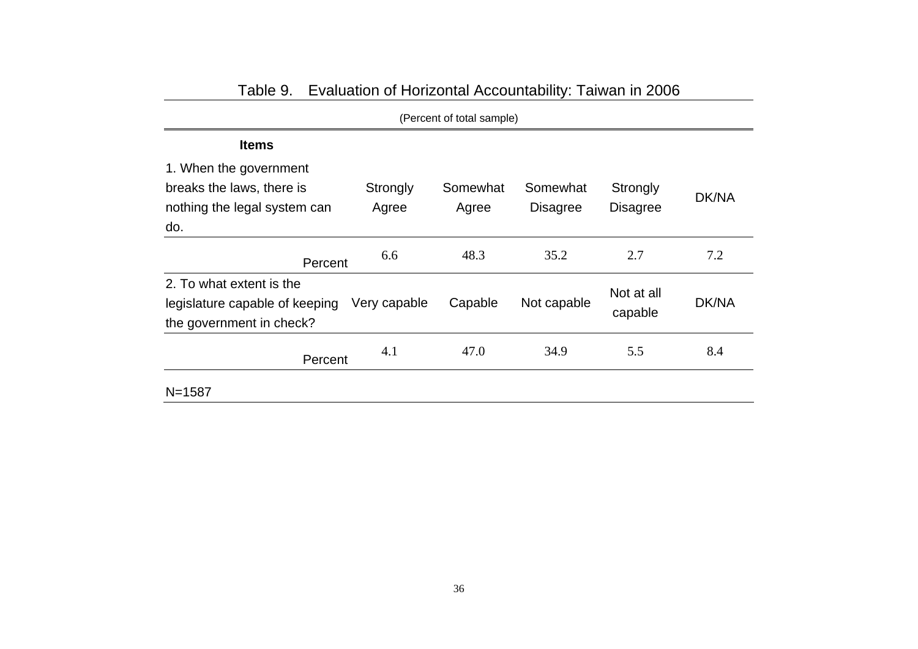Table 9. Evaluation of Horizontal Accountability: Taiwan in 2006

(Percent of total sample)

| **Items** | | | | | |
|---|---|---|---|---|---|
| 1. When the government breaks the laws, there is nothing the legal system can do. | Strongly Agree | Somewhat Agree | Somewhat Disagree | Strongly Disagree | DK/NA |
| Percent | 6.6 | 48.3 | 35.2 | 2.7 | 7.2 |
| 2. To what extent is the legislature capable of keeping the government in check? | Very capable | Capable | Not capable | Not at all capable | DK/NA |
| Percent | 4.1 | 47.0 | 34.9 | 5.5 | 8.4 |

N=1587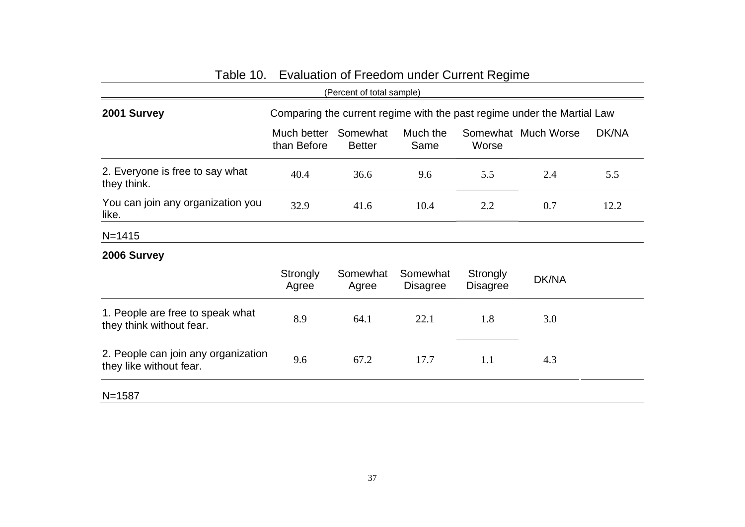Table 10. Evaluation of Freedom under Current Regime

(Percent of total sample)

| 2001 Survey | Comparing the current regime with the past regime under the Martial Law | | | | | |
|---|---|---|---|---|---|---|
| | Much better than Before | Somewhat Better | Much the Same | Somewhat Worse | Much Worse | DK/NA |
| 2. Everyone is free to say what they think. | 40.4 | 36.6 | 9.6 | 5.5 | 2.4 | 5.5 |
| You can join any organization you like. | 32.9 | 41.6 | 10.4 | 2.2 | 0.7 | 12.2 |
| N=1415 | | | | | | |

| 2006 Survey | Strongly Agree | Somewhat Agree | Somewhat Disagree | Strongly Disagree | DK/NA |
|---|---|---|---|---|---|
| 1. People are free to speak what they think without fear. | 8.9 | 64.1 | 22.1 | 1.8 | 3.0 |
| 2. People can join any organization they like without fear. | 9.6 | 67.2 | 17.7 | 1.1 | 4.3 |
| N=1587 | | | | | |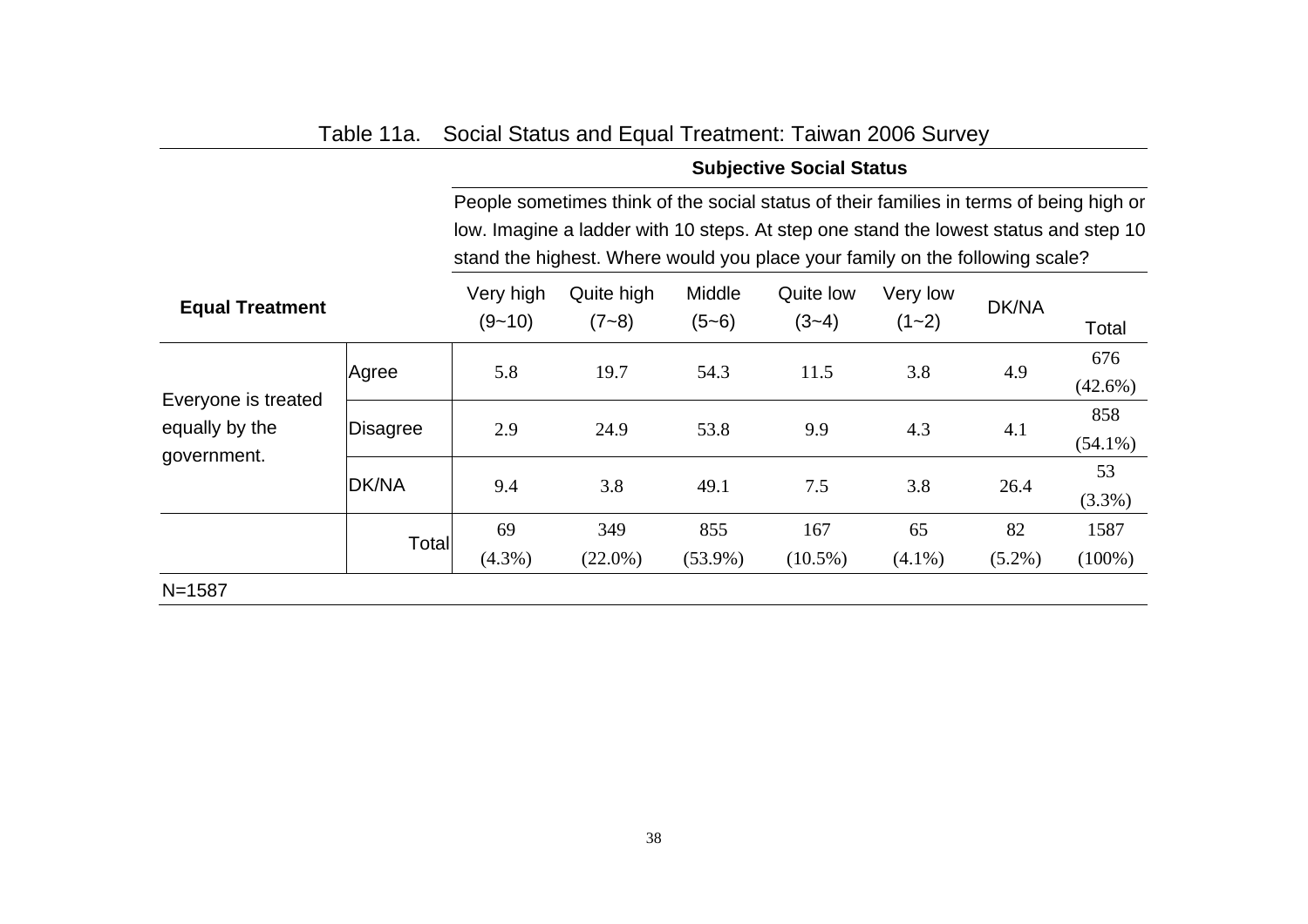Table 11a. Social Status and Equal Treatment: Taiwan 2006 Survey

| Equal Treatment | | **Subjective Social Status** People sometimes think of the social status of their families in terms of being high or low. Imagine a ladder with 10 steps. At step one stand the lowest status and step 10 stand the highest. Where would you place your family on the following scale? | | | | | | |
|---|---|---|---|---|---|---|---|---|
| | | Very high (9~10) | Quite high (7~8) | Middle (5~6) | Quite low (3~4) | Very low (1~2) | DK/NA | Total |
| Everyone is treated equally by the government. | Agree | 5.8 | 19.7 | 54.3 | 11.5 | 3.8 | 4.9 | 676 (42.6%) |
| | Disagree | 2.9 | 24.9 | 53.8 | 9.9 | 4.3 | 4.1 | 858 (54.1%) |
| | DK/NA | 9.4 | 3.8 | 49.1 | 7.5 | 3.8 | 26.4 | 53 (3.3%) |
| | Total | 69 (4.3%) | 349 (22.0%) | 855 (53.9%) | 167 (10.5%) | 65 (4.1%) | 82 (5.2%) | 1587 (100%) |

N=1587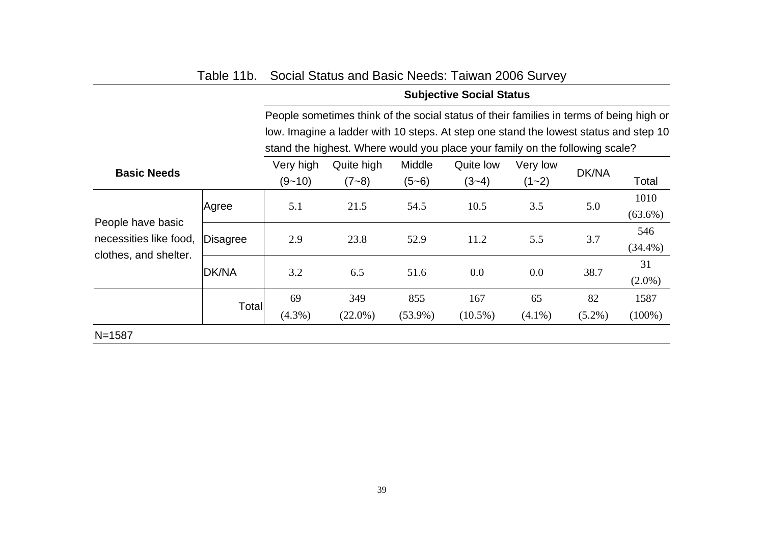Table 11b. Social Status and Basic Needs: Taiwan 2006 Survey

| **Basic Needs** | | **Subjective Social Status** People sometimes think of the social status of their families in terms of being high or low. Imagine a ladder with 10 steps. At step one stand the lowest status and step 10 stand the highest. Where would you place your family on the following scale? | | | | | | |
|---|---|---|---|---|---|---|---|---|
| | | Very high (9~10) | Quite high (7~8) | Middle (5~6) | Quite low (3~4) | Very low (1~2) | DK/NA | Total |
| People have basic necessities like food, clothes, and shelter. | Agree | 5.1 | 21.5 | 54.5 | 10.5 | 3.5 | 5.0 | 1010 (63.6%) |
| | Disagree | 2.9 | 23.8 | 52.9 | 11.2 | 5.5 | 3.7 | 546 (34.4%) |
| | DK/NA | 3.2 | 6.5 | 51.6 | 0.0 | 0.0 | 38.7 | 31 (2.0%) |
| | Total | 69 (4.3%) | 349 (22.0%) | 855 (53.9%) | 167 (10.5%) | 65 (4.1%) | 82 (5.2%) | 1587 (100%) |

N=1587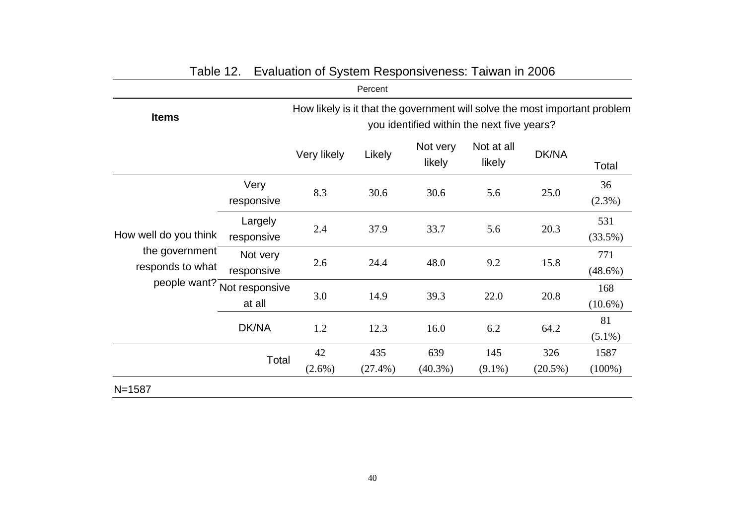Table 12. Evaluation of System Responsiveness: Taiwan in 2006

Percent

| Items | | How likely is it that the government will solve the most important problem you identified within the next five years? | | | | | |
|---|---|---|---|---|---|---|---|
| | | Very likely | Likely | Not very likely | Not at all likely | DK/NA | Total |
| How well do you think the government responds to what people want? | Very responsive | 8.3 | 30.6 | 30.6 | 5.6 | 25.0 | 36 (2.3%) |
| | Largely responsive | 2.4 | 37.9 | 33.7 | 5.6 | 20.3 | 531 (33.5%) |
| | Not very responsive | 2.6 | 24.4 | 48.0 | 9.2 | 15.8 | 771 (48.6%) |
| | Not responsive at all | 3.0 | 14.9 | 39.3 | 22.0 | 20.8 | 168 (10.6%) |
| | DK/NA | 1.2 | 12.3 | 16.0 | 6.2 | 64.2 | 81 (5.1%) |
| | Total | 42 (2.6%) | 435 (27.4%) | 639 (40.3%) | 145 (9.1%) | 326 (20.5%) | 1587 (100%) |

N=1587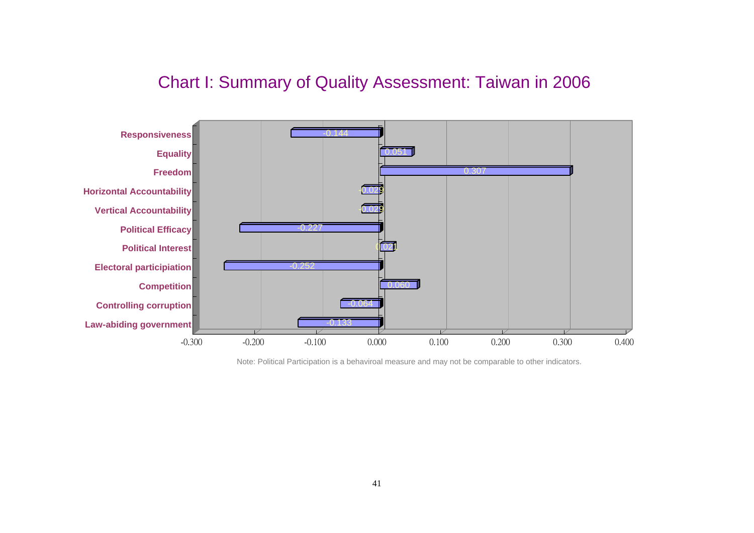# Chart I: Summary of Quality Assessment: Taiwan in 2006

| Indicator | Value |
|---|---|
| Responsiveness | -0.144 |
| Equality | 0.051 |
| Freedom | 0.307 |
| Horizontal Accountability | -0.029 |
| Vertical Accountability | -0.029 |
| Political Efficacy | -0.227 |
| Political Interest | 0.021 |
| Electoral participiation | -0.252 |
| Competition | 0.060 |
| Controlling corruption | -0.064 |
| Law-abiding government | -0.133 |

Note: Political Participation is a behaviroal measure and may not be comparable to other indicators.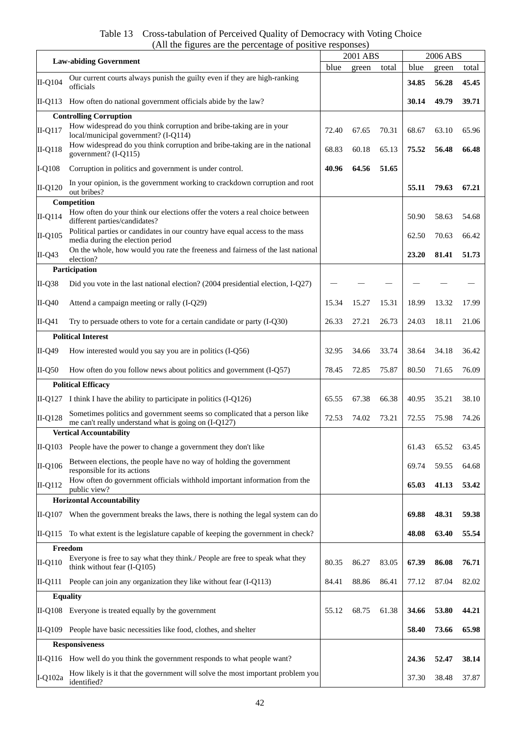Table 13 Cross-tabulation of Perceived Quality of Democracy with Voting Choice
(All the figures are the percentage of positive responses)

| **Law-abiding Government** | | 2001 ABS | | | 2006 ABS | | |
|---|---|---|---|---|---|---|---|
| | | blue | green | total | blue | green | total |
| II-Q104 | Our current courts always punish the guilty even if they are high-ranking officials | | | | **34.85** | **56.28** | **45.45** |
| II-Q113 | How often do national government officials abide by the law? | | | | **30.14** | **49.79** | **39.71** |
| **Controlling Corruption** | | | | | | | |
| II-Q117 | How widespread do you think corruption and bribe-taking are in your local/municipal government? (I-Q114) | 72.40 | 67.65 | 70.31 | 68.67 | 63.10 | 65.96 |
| II-Q118 | How widespread do you think corruption and bribe-taking are in the national government? (I-Q115) | 68.83 | 60.18 | 65.13 | **75.52** | **56.48** | **66.48** |
| I-Q108 | Corruption in politics and government is under control. | **40.96** | **64.56** | **51.65** | | | |
| II-Q120 | In your opinion, is the government working to crackdown corruption and root out bribes? | | | | **55.11** | **79.63** | **67.21** |
| **Competition** | | | | | | | |
| II-Q114 | How often do your think our elections offer the voters a real choice between different parties/candidates? | | | | 50.90 | 58.63 | 54.68 |
| II-Q105 | Political parties or candidates in our country have equal access to the mass media during the election period | | | | 62.50 | 70.63 | 66.42 |
| II-Q43 | On the whole, how would you rate the freeness and fairness of the last national election? | | | | **23.20** | **81.41** | **51.73** |
| **Participation** | | | | | | | |
| II-Q38 | Did you vote in the last national election? (2004 presidential election, I-Q27) | — | — | — | — | — | — |
| II-Q40 | Attend a campaign meeting or rally (I-Q29) | 15.34 | 15.27 | 15.31 | 18.99 | 13.32 | 17.99 |
| II-Q41 | Try to persuade others to vote for a certain candidate or party (I-Q30) | 26.33 | 27.21 | 26.73 | 24.03 | 18.11 | 21.06 |
| **Political Interest** | | | | | | | |
| II-Q49 | How interested would you say you are in politics (I-Q56) | 32.95 | 34.66 | 33.74 | 38.64 | 34.18 | 36.42 |
| II-Q50 | How often do you follow news about politics and government (I-Q57) | 78.45 | 72.85 | 75.87 | 80.50 | 71.65 | 76.09 |
| **Political Efficacy** | | | | | | | |
| II-Q127 | I think I have the ability to participate in politics (I-Q126) | 65.55 | 67.38 | 66.38 | 40.95 | 35.21 | 38.10 |
| II-Q128 | Sometimes politics and government seems so complicated that a person like me can't really understand what is going on (I-Q127) | 72.53 | 74.02 | 73.21 | 72.55 | 75.98 | 74.26 |
| **Vertical Accountability** | | | | | | | |
| II-Q103 | People have the power to change a government they don't like | | | | 61.43 | 65.52 | 63.45 |
| II-Q106 | Between elections, the people have no way of holding the government responsible for its actions | | | | 69.74 | 59.55 | 64.68 |
| II-Q112 | How often do government officials withhold important information from the public view? | | | | **65.03** | **41.13** | **53.42** |
| **Horizontal Accountability** | | | | | | | |
| II-Q107 | When the government breaks the laws, there is nothing the legal system can do | | | | **69.88** | **48.31** | **59.38** |
| II-Q115 | To what extent is the legislature capable of keeping the government in check? | | | | **48.08** | **63.40** | **55.54** |
| **Freedom** | | | | | | | |
| II-Q110 | Everyone is free to say what they think./ People are free to speak what they think without fear (I-Q105) | 80.35 | 86.27 | 83.05 | **67.39** | **86.08** | **76.71** |
| II-Q111 | People can join any organization they like without fear (I-Q113) | 84.41 | 88.86 | 86.41 | 77.12 | 87.04 | 82.02 |
| **Equality** | | | | | | | |
| II-Q108 | Everyone is treated equally by the government | 55.12 | 68.75 | 61.38 | **34.66** | **53.80** | **44.21** |
| II-Q109 | People have basic necessities like food, clothes, and shelter | | | | **58.40** | **73.66** | **65.98** |
| **Responsiveness** | | | | | | | |
| II-Q116 | How well do you think the government responds to what people want? | | | | **24.36** | **52.47** | **38.14** |
| I-Q102a | How likely is it that the government will solve the most important problem you identified? | | | | 37.30 | 38.48 | 37.87 |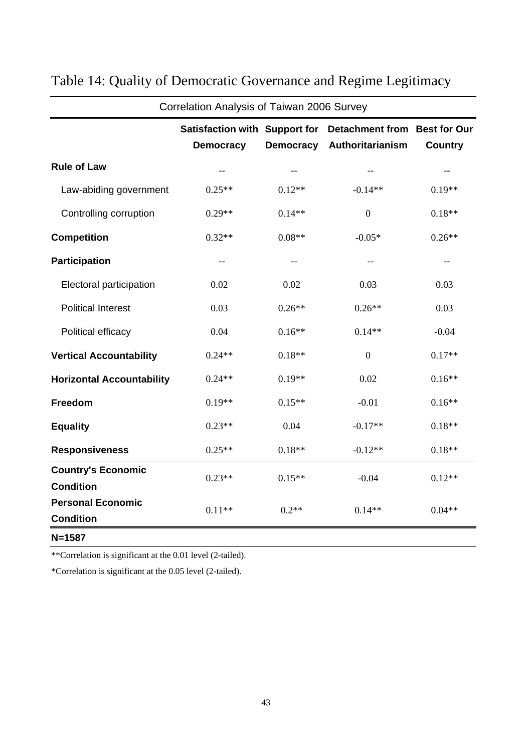# Table 14: Quality of Democratic Governance and Regime Legitimacy

Correlation Analysis of Taiwan 2006 Survey

| | Satisfaction with Democracy | Support for Democracy | Detachment from Authoritarianism | Best for Our Country |
|---|---|---|---|---|
| **Rule of Law** | -- | -- | -- | -- |
| Law-abiding government | 0.25** | 0.12** | -0.14** | 0.19** |
| Controlling corruption | 0.29** | 0.14** | 0 | 0.18** |
| **Competition** | 0.32** | 0.08** | -0.05* | 0.26** |
| **Participation** | -- | -- | -- | -- |
| Electoral participation | 0.02 | 0.02 | 0.03 | 0.03 |
| Political Interest | 0.03 | 0.26** | 0.26** | 0.03 |
| Political efficacy | 0.04 | 0.16** | 0.14** | -0.04 |
| **Vertical Accountability** | 0.24** | 0.18** | 0 | 0.17** |
| **Horizontal Accountability** | 0.24** | 0.19** | 0.02 | 0.16** |
| **Freedom** | 0.19** | 0.15** | -0.01 | 0.16** |
| **Equality** | 0.23** | 0.04 | -0.17** | 0.18** |
| **Responsiveness** | 0.25** | 0.18** | -0.12** | 0.18** |
| **Country's Economic Condition** | 0.23** | 0.15** | -0.04 | 0.12** |
| **Personal Economic Condition** | 0.11** | 0.2** | 0.14** | 0.04** |
| **N=1587** | | | | |

**Correlation is significant at the 0.01 level (2-tailed).

*Correlation is significant at the 0.05 level (2-tailed).